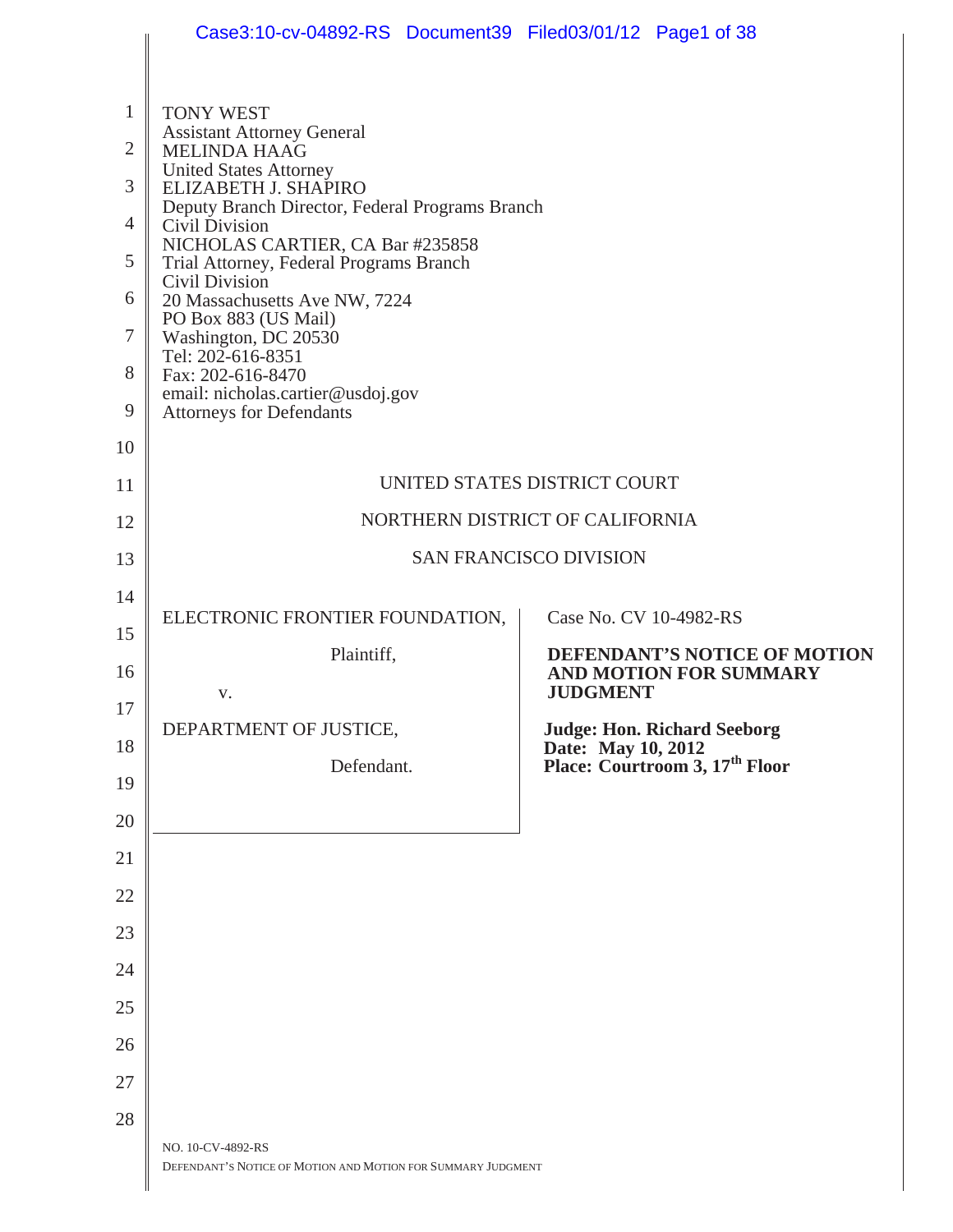TONY WEST
Assistant Attorney General
MELINDA HAAG
United States Attorney
ELIZABETH J. SHAPIRO
Deputy Branch Director, Federal Programs Branch
Civil Division
NICHOLAS CARTIER, CA Bar #235858
Trial Attorney, Federal Programs Branch
Civil Division
20 Massachusetts Ave NW, 7224
PO Box 883 (US Mail)
Washington, DC 20530
Tel: 202-616-8351
Fax: 202-616-8470
email: nicholas.cartier@usdoj.gov
Attorneys for Defendants

UNITED STATES DISTRICT COURT

NORTHERN DISTRICT OF CALIFORNIA

SAN FRANCISCO DIVISION

| | |
|---|---|
| ELECTRONIC FRONTIER FOUNDATION,<br><br>Plaintiff,<br><br>v.<br><br>DEPARTMENT OF JUSTICE,<br><br>Defendant. | Case No. CV 10-4982-RS<br><br>**DEFENDANT'S NOTICE OF MOTION AND MOTION FOR SUMMARY JUDGMENT**<br><br>**Judge: Hon. Richard Seeborg**<br>**Date: May 10, 2012**<br>**Place: Courtroom 3, 17th Floor** |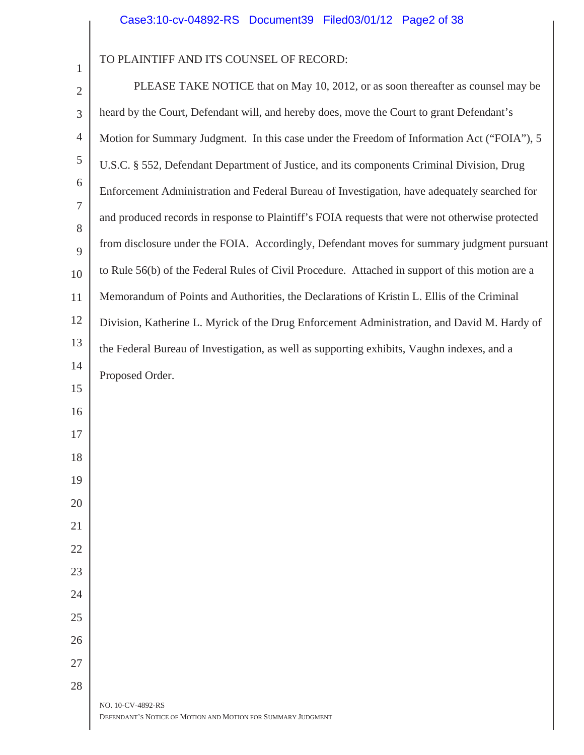TO PLAINTIFF AND ITS COUNSEL OF RECORD:

PLEASE TAKE NOTICE that on May 10, 2012, or as soon thereafter as counsel may be heard by the Court, Defendant will, and hereby does, move the Court to grant Defendant's Motion for Summary Judgment. In this case under the Freedom of Information Act ("FOIA"), 5 U.S.C. § 552, Defendant Department of Justice, and its components Criminal Division, Drug Enforcement Administration and Federal Bureau of Investigation, have adequately searched for and produced records in response to Plaintiff's FOIA requests that were not otherwise protected from disclosure under the FOIA. Accordingly, Defendant moves for summary judgment pursuant to Rule 56(b) of the Federal Rules of Civil Procedure. Attached in support of this motion are a Memorandum of Points and Authorities, the Declarations of Kristin L. Ellis of the Criminal Division, Katherine L. Myrick of the Drug Enforcement Administration, and David M. Hardy of the Federal Bureau of Investigation, as well as supporting exhibits, Vaughn indexes, and a Proposed Order.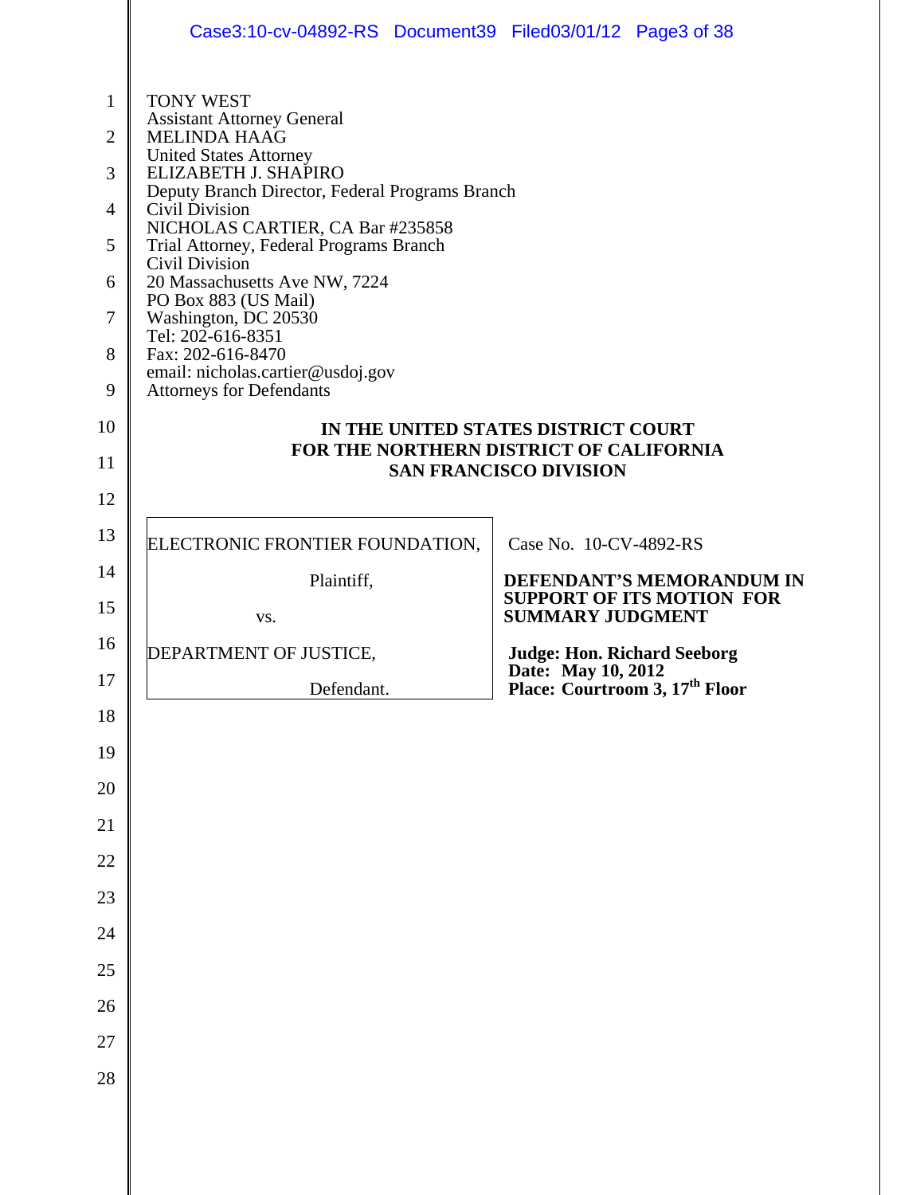TONY WEST
Assistant Attorney General
MELINDA HAAG
United States Attorney
ELIZABETH J. SHAPIRO
Deputy Branch Director, Federal Programs Branch
Civil Division
NICHOLAS CARTIER, CA Bar #235858
Trial Attorney, Federal Programs Branch
Civil Division
20 Massachusetts Ave NW, 7224
PO Box 883 (US Mail)
Washington, DC 20530
Tel: 202-616-8351
Fax: 202-616-8470
email: nicholas.cartier@usdoj.gov
Attorneys for Defendants

**IN THE UNITED STATES DISTRICT COURT**
**FOR THE NORTHERN DISTRICT OF CALIFORNIA**
**SAN FRANCISCO DIVISION**

| | |
|---|---|
| ELECTRONIC FRONTIER FOUNDATION,<br><br>Plaintiff,<br><br>vs.<br><br>DEPARTMENT OF JUSTICE,<br><br>Defendant. | Case No. 10-CV-4892-RS<br><br>**DEFENDANT'S MEMORANDUM IN SUPPORT OF ITS MOTION FOR SUMMARY JUDGMENT**<br><br>**Judge: Hon. Richard Seeborg**<br>**Date: May 10, 2012**<br>**Place: Courtroom 3, 17th Floor** |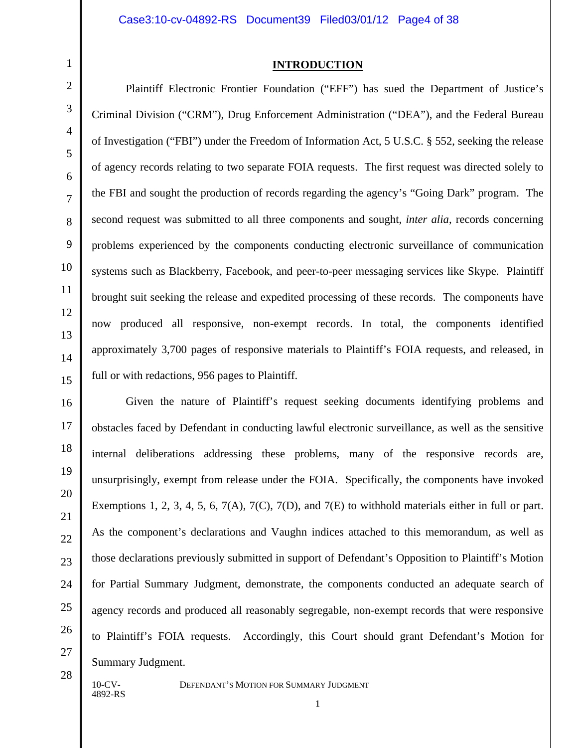## INTRODUCTION

Plaintiff Electronic Frontier Foundation ("EFF") has sued the Department of Justice's Criminal Division ("CRM"), Drug Enforcement Administration ("DEA"), and the Federal Bureau of Investigation ("FBI") under the Freedom of Information Act, 5 U.S.C. § 552, seeking the release of agency records relating to two separate FOIA requests. The first request was directed solely to the FBI and sought the production of records regarding the agency's "Going Dark" program. The second request was submitted to all three components and sought, *inter alia*, records concerning problems experienced by the components conducting electronic surveillance of communication systems such as Blackberry, Facebook, and peer-to-peer messaging services like Skype. Plaintiff brought suit seeking the release and expedited processing of these records. The components have now produced all responsive, non-exempt records. In total, the components identified approximately 3,700 pages of responsive materials to Plaintiff's FOIA requests, and released, in full or with redactions, 956 pages to Plaintiff.

Given the nature of Plaintiff's request seeking documents identifying problems and obstacles faced by Defendant in conducting lawful electronic surveillance, as well as the sensitive internal deliberations addressing these problems, many of the responsive records are, unsurprisingly, exempt from release under the FOIA. Specifically, the components have invoked Exemptions 1, 2, 3, 4, 5, 6, 7(A), 7(C), 7(D), and 7(E) to withhold materials either in full or part. As the component's declarations and Vaughn indices attached to this memorandum, as well as those declarations previously submitted in support of Defendant's Opposition to Plaintiff's Motion for Partial Summary Judgment, demonstrate, the components conducted an adequate search of agency records and produced all reasonably segregable, non-exempt records that were responsive to Plaintiff's FOIA requests. Accordingly, this Court should grant Defendant's Motion for Summary Judgment.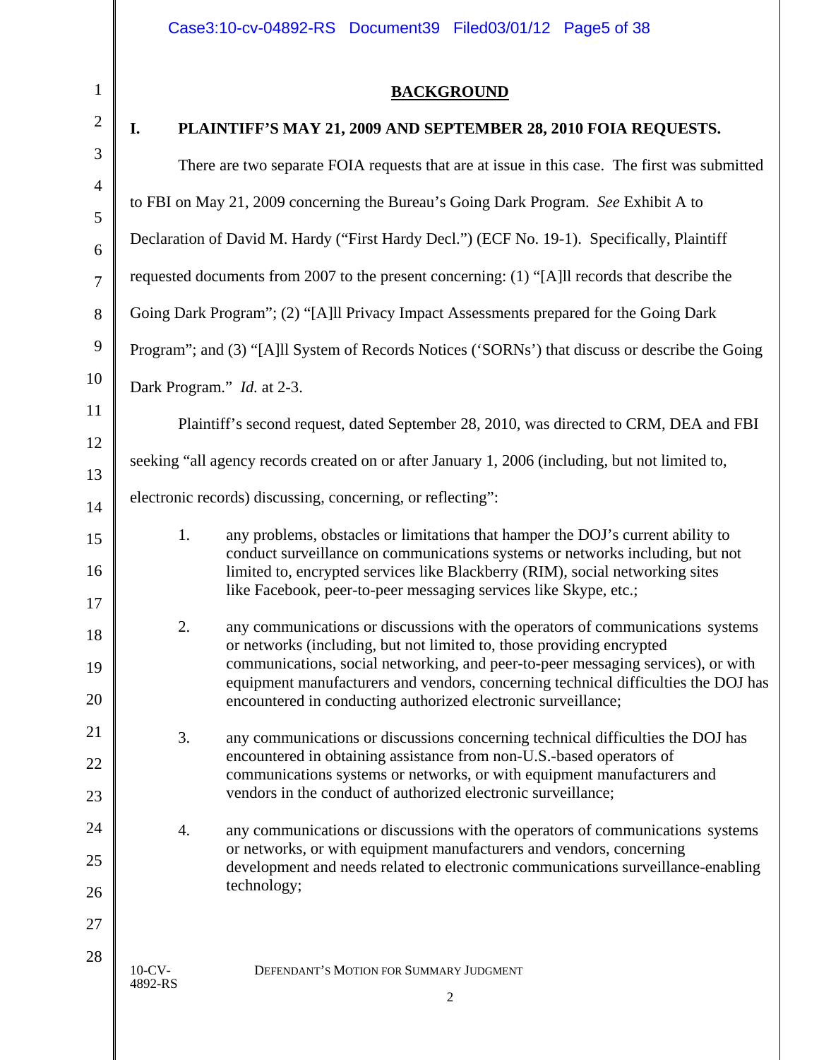## BACKGROUND

### I. PLAINTIFF'S MAY 21, 2009 AND SEPTEMBER 28, 2010 FOIA REQUESTS.

There are two separate FOIA requests that are at issue in this case. The first was submitted to FBI on May 21, 2009 concerning the Bureau's Going Dark Program. *See* Exhibit A to Declaration of David M. Hardy ("First Hardy Decl.") (ECF No. 19-1). Specifically, Plaintiff requested documents from 2007 to the present concerning: (1) "[A]ll records that describe the Going Dark Program"; (2) "[A]ll Privacy Impact Assessments prepared for the Going Dark Program"; and (3) "[A]ll System of Records Notices ('SORNs') that discuss or describe the Going Dark Program." *Id.* at 2-3.

Plaintiff's second request, dated September 28, 2010, was directed to CRM, DEA and FBI seeking "all agency records created on or after January 1, 2006 (including, but not limited to, electronic records) discussing, concerning, or reflecting":

1. any problems, obstacles or limitations that hamper the DOJ's current ability to conduct surveillance on communications systems or networks including, but not limited to, encrypted services like Blackberry (RIM), social networking sites like Facebook, peer-to-peer messaging services like Skype, etc.;

2. any communications or discussions with the operators of communications systems or networks (including, but not limited to, those providing encrypted communications, social networking, and peer-to-peer messaging services), or with equipment manufacturers and vendors, concerning technical difficulties the DOJ has encountered in conducting authorized electronic surveillance;

3. any communications or discussions concerning technical difficulties the DOJ has encountered in obtaining assistance from non-U.S.-based operators of communications systems or networks, or with equipment manufacturers and vendors in the conduct of authorized electronic surveillance;

4. any communications or discussions with the operators of communications systems or networks, or with equipment manufacturers and vendors, concerning development and needs related to electronic communications surveillance-enabling technology;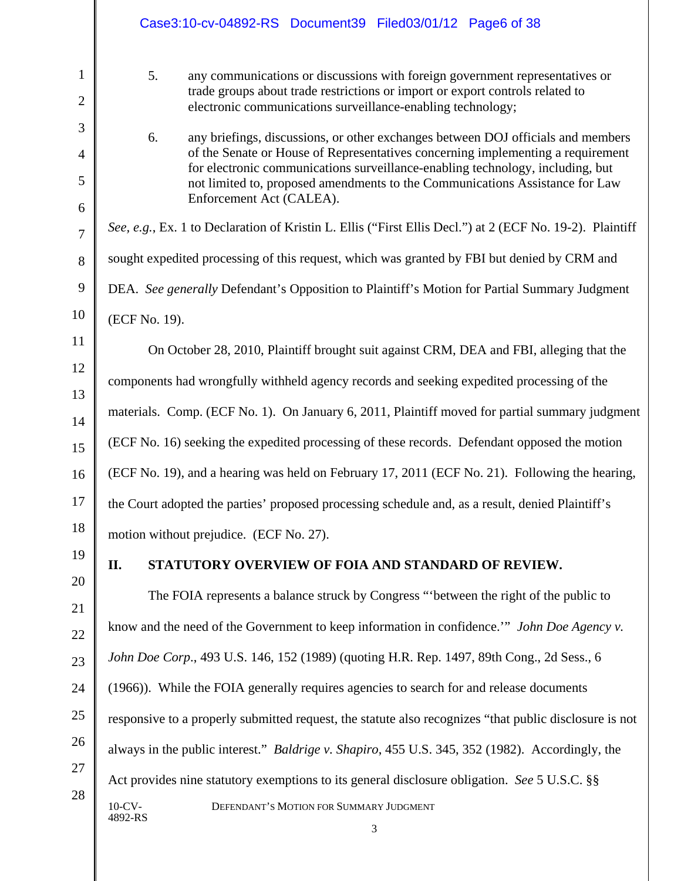5. any communications or discussions with foreign government representatives or trade groups about trade restrictions or import or export controls related to electronic communications surveillance-enabling technology;

6. any briefings, discussions, or other exchanges between DOJ officials and members of the Senate or House of Representatives concerning implementing a requirement for electronic communications surveillance-enabling technology, including, but not limited to, proposed amendments to the Communications Assistance for Law Enforcement Act (CALEA).

*See*, *e.g.*, Ex. 1 to Declaration of Kristin L. Ellis ("First Ellis Decl.") at 2 (ECF No. 19-2). Plaintiff sought expedited processing of this request, which was granted by FBI but denied by CRM and DEA. *See generally* Defendant's Opposition to Plaintiff's Motion for Partial Summary Judgment (ECF No. 19).

On October 28, 2010, Plaintiff brought suit against CRM, DEA and FBI, alleging that the components had wrongfully withheld agency records and seeking expedited processing of the materials. Comp. (ECF No. 1). On January 6, 2011, Plaintiff moved for partial summary judgment (ECF No. 16) seeking the expedited processing of these records. Defendant opposed the motion (ECF No. 19), and a hearing was held on February 17, 2011 (ECF No. 21). Following the hearing, the Court adopted the parties' proposed processing schedule and, as a result, denied Plaintiff's motion without prejudice. (ECF No. 27).

## II. STATUTORY OVERVIEW OF FOIA AND STANDARD OF REVIEW.

The FOIA represents a balance struck by Congress "'between the right of the public to know and the need of the Government to keep information in confidence.'" *John Doe Agency v. John Doe Corp*., 493 U.S. 146, 152 (1989) (quoting H.R. Rep. 1497, 89th Cong., 2d Sess., 6 (1966)). While the FOIA generally requires agencies to search for and release documents responsive to a properly submitted request, the statute also recognizes "that public disclosure is not always in the public interest." *Baldrige v. Shapiro*, 455 U.S. 345, 352 (1982). Accordingly, the Act provides nine statutory exemptions to its general disclosure obligation. *See* 5 U.S.C. §§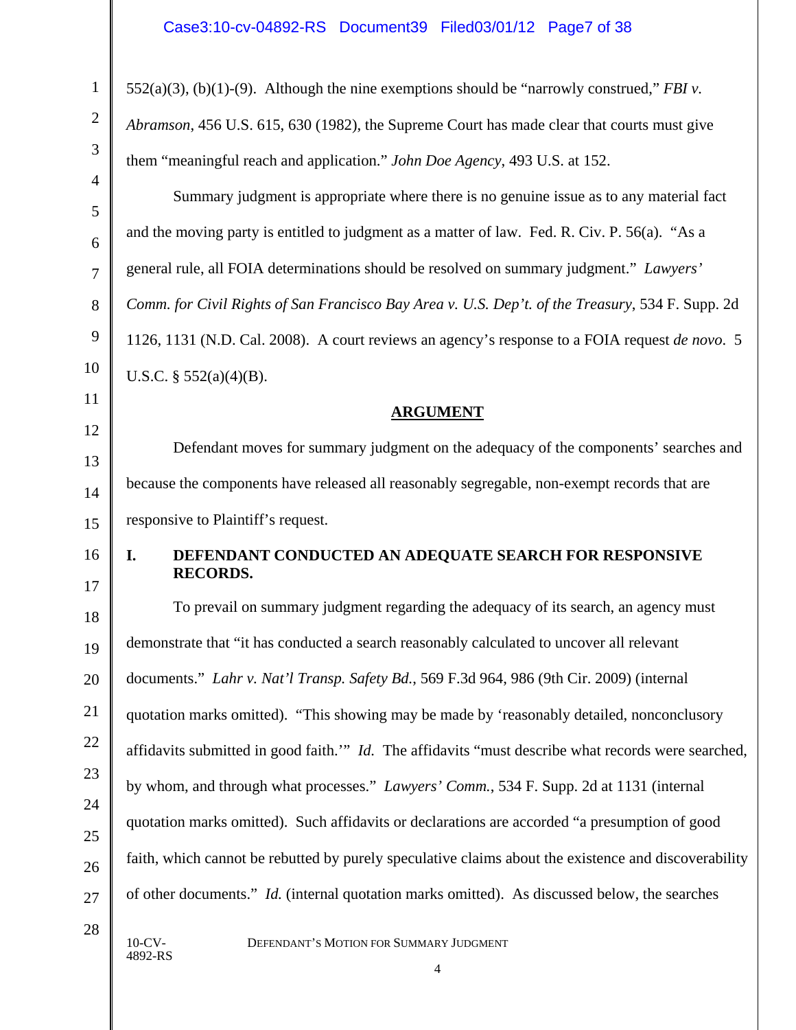552(a)(3), (b)(1)-(9). Although the nine exemptions should be "narrowly construed," *FBI v. Abramson*, 456 U.S. 615, 630 (1982), the Supreme Court has made clear that courts must give them "meaningful reach and application." *John Doe Agency*, 493 U.S. at 152.

Summary judgment is appropriate where there is no genuine issue as to any material fact and the moving party is entitled to judgment as a matter of law. Fed. R. Civ. P. 56(a). "As a general rule, all FOIA determinations should be resolved on summary judgment." *Lawyers' Comm. for Civil Rights of San Francisco Bay Area v. U.S. Dep't. of the Treasury*, 534 F. Supp. 2d 1126, 1131 (N.D. Cal. 2008). A court reviews an agency's response to a FOIA request *de novo*. 5 U.S.C. § 552(a)(4)(B).

## ARGUMENT

Defendant moves for summary judgment on the adequacy of the components' searches and because the components have released all reasonably segregable, non-exempt records that are responsive to Plaintiff's request.

### I. DEFENDANT CONDUCTED AN ADEQUATE SEARCH FOR RESPONSIVE RECORDS.

To prevail on summary judgment regarding the adequacy of its search, an agency must demonstrate that "it has conducted a search reasonably calculated to uncover all relevant documents." *Lahr v. Nat'l Transp. Safety Bd.*, 569 F.3d 964, 986 (9th Cir. 2009) (internal quotation marks omitted). "This showing may be made by 'reasonably detailed, nonconclusory affidavits submitted in good faith.'" *Id.* The affidavits "must describe what records were searched, by whom, and through what processes." *Lawyers' Comm.*, 534 F. Supp. 2d at 1131 (internal quotation marks omitted). Such affidavits or declarations are accorded "a presumption of good faith, which cannot be rebutted by purely speculative claims about the existence and discoverability of other documents." *Id.* (internal quotation marks omitted). As discussed below, the searches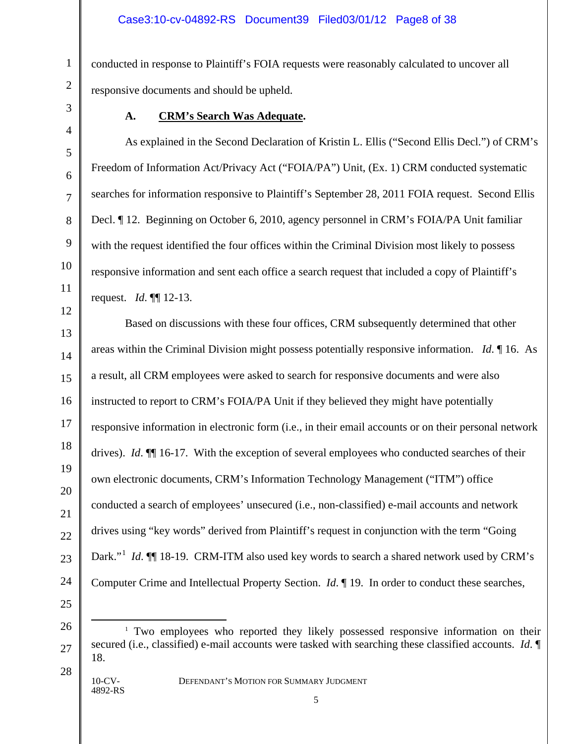conducted in response to Plaintiff's FOIA requests were reasonably calculated to uncover all responsive documents and should be upheld.

### A. **CRM's Search Was Adequate.**

As explained in the Second Declaration of Kristin L. Ellis ("Second Ellis Decl.") of CRM's Freedom of Information Act/Privacy Act ("FOIA/PA") Unit, (Ex. 1) CRM conducted systematic searches for information responsive to Plaintiff's September 28, 2011 FOIA request. Second Ellis Decl. ¶ 12. Beginning on October 6, 2010, agency personnel in CRM's FOIA/PA Unit familiar with the request identified the four offices within the Criminal Division most likely to possess responsive information and sent each office a search request that included a copy of Plaintiff's request. *Id.* ¶¶ 12-13.

Based on discussions with these four offices, CRM subsequently determined that other areas within the Criminal Division might possess potentially responsive information. *Id.* ¶ 16. As a result, all CRM employees were asked to search for responsive documents and were also instructed to report to CRM's FOIA/PA Unit if they believed they might have potentially responsive information in electronic form (i.e., in their email accounts or on their personal network drives). *Id.* ¶¶ 16-17. With the exception of several employees who conducted searches of their own electronic documents, CRM's Information Technology Management ("ITM") office conducted a search of employees' unsecured (i.e., non-classified) e-mail accounts and network drives using "key words" derived from Plaintiff's request in conjunction with the term "Going Dark."[1] *Id.* ¶¶ 18-19. CRM-ITM also used key words to search a shared network used by CRM's Computer Crime and Intellectual Property Section. *Id.* ¶ 19. In order to conduct these searches,

---

[1] Two employees who reported they likely possessed responsive information on their secured (i.e., classified) e-mail accounts were tasked with searching these classified accounts. *Id.* ¶ 18.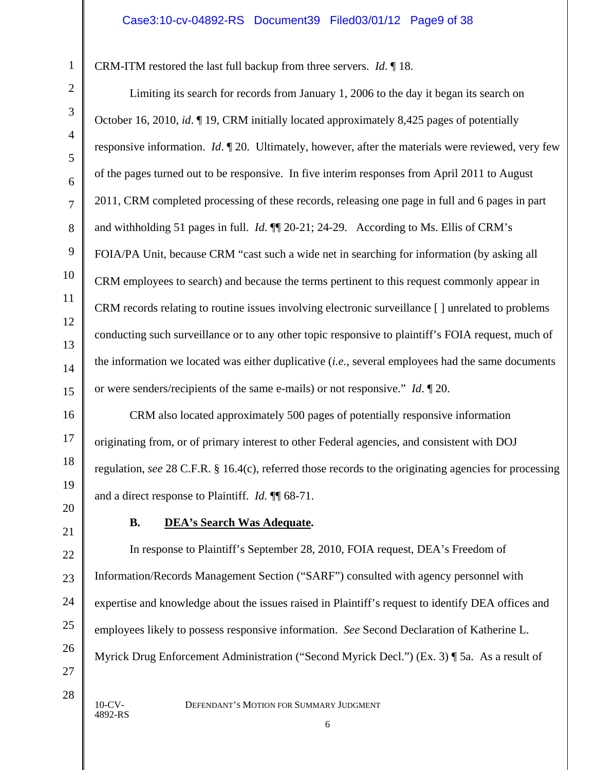CRM-ITM restored the last full backup from three servers. *Id*. ¶ 18.

Limiting its search for records from January 1, 2006 to the day it began its search on October 16, 2010, *id*. ¶ 19, CRM initially located approximately 8,425 pages of potentially responsive information. *Id*. ¶ 20. Ultimately, however, after the materials were reviewed, very few of the pages turned out to be responsive. In five interim responses from April 2011 to August 2011, CRM completed processing of these records, releasing one page in full and 6 pages in part and withholding 51 pages in full. *Id*. ¶¶ 20-21; 24-29. According to Ms. Ellis of CRM's FOIA/PA Unit, because CRM "cast such a wide net in searching for information (by asking all CRM employees to search) and because the terms pertinent to this request commonly appear in CRM records relating to routine issues involving electronic surveillance [ ] unrelated to problems conducting such surveillance or to any other topic responsive to plaintiff's FOIA request, much of the information we located was either duplicative (*i.e.*, several employees had the same documents or were senders/recipients of the same e-mails) or not responsive." *Id*. ¶ 20.

CRM also located approximately 500 pages of potentially responsive information originating from, or of primary interest to other Federal agencies, and consistent with DOJ regulation, *see* 28 C.F.R. § 16.4(c), referred those records to the originating agencies for processing and a direct response to Plaintiff. *Id.* ¶¶ 68-71.

**B. <u>DEA's Search Was Adequate</u>.**

In response to Plaintiff's September 28, 2010, FOIA request, DEA's Freedom of Information/Records Management Section ("SARF") consulted with agency personnel with expertise and knowledge about the issues raised in Plaintiff's request to identify DEA offices and employees likely to possess responsive information. *See* Second Declaration of Katherine L. Myrick Drug Enforcement Administration ("Second Myrick Decl.") (Ex. 3) ¶ 5a. As a result of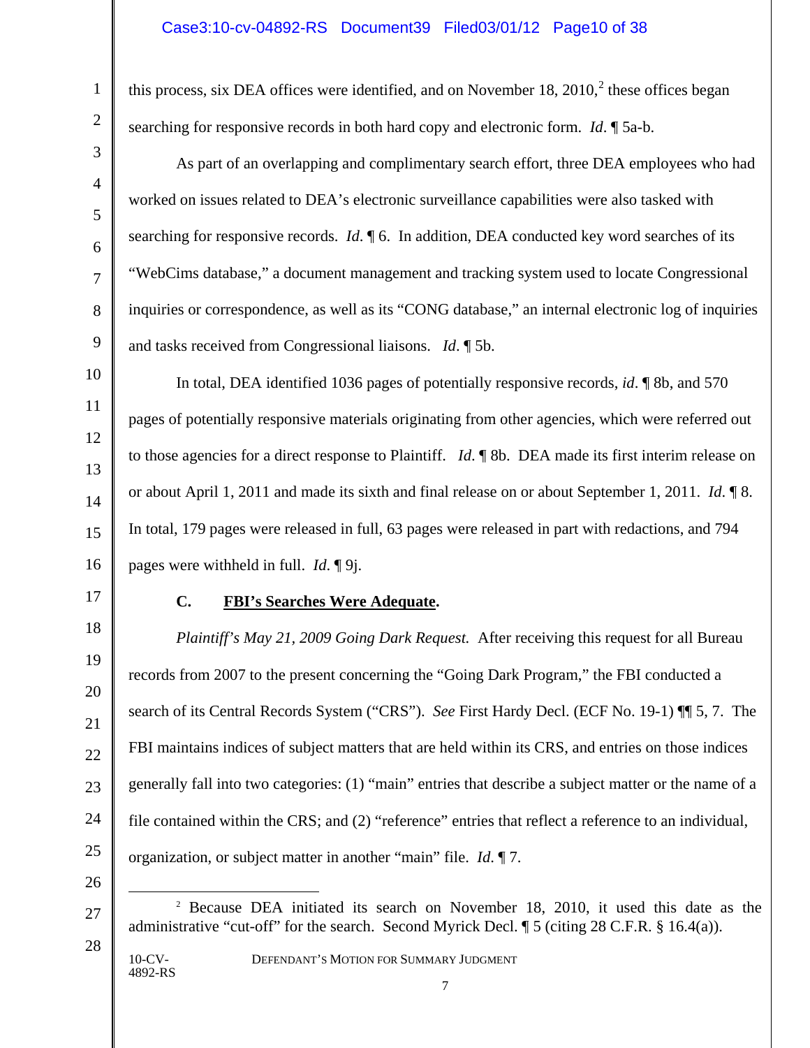this process, six DEA offices were identified, and on November 18, 2010,[2] these offices began searching for responsive records in both hard copy and electronic form. *Id*. ¶ 5a-b.

As part of an overlapping and complimentary search effort, three DEA employees who had worked on issues related to DEA's electronic surveillance capabilities were also tasked with searching for responsive records. *Id.* ¶ 6. In addition, DEA conducted key word searches of its "WebCims database," a document management and tracking system used to locate Congressional inquiries or correspondence, as well as its "CONG database," an internal electronic log of inquiries and tasks received from Congressional liaisons. *Id*. ¶ 5b.

In total, DEA identified 1036 pages of potentially responsive records, *id*. ¶ 8b, and 570 pages of potentially responsive materials originating from other agencies, which were referred out to those agencies for a direct response to Plaintiff. *Id.* ¶ 8b. DEA made its first interim release on or about April 1, 2011 and made its sixth and final release on or about September 1, 2011. *Id.* ¶ 8. In total, 179 pages were released in full, 63 pages were released in part with redactions, and 794 pages were withheld in full. *Id.* ¶ 9j.

### C. **FBI's Searches Were Adequate.**

*Plaintiff's May 21, 2009 Going Dark Request.* After receiving this request for all Bureau records from 2007 to the present concerning the "Going Dark Program," the FBI conducted a search of its Central Records System ("CRS"). *See* First Hardy Decl. (ECF No. 19-1) ¶¶ 5, 7. The FBI maintains indices of subject matters that are held within its CRS, and entries on those indices generally fall into two categories: (1) "main" entries that describe a subject matter or the name of a file contained within the CRS; and (2) "reference" entries that reflect a reference to an individual, organization, or subject matter in another "main" file. *Id.* ¶ 7.

---

[2] Because DEA initiated its search on November 18, 2010, it used this date as the administrative "cut-off" for the search. Second Myrick Decl. ¶ 5 (citing 28 C.F.R. § 16.4(a)).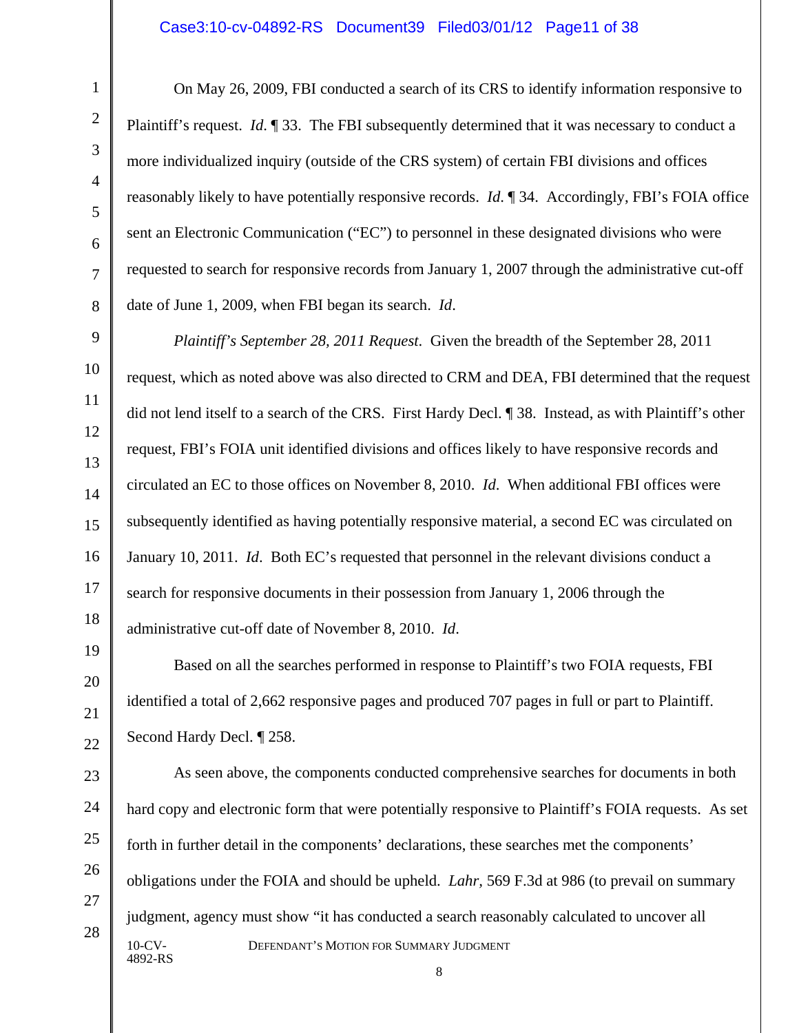On May 26, 2009, FBI conducted a search of its CRS to identify information responsive to Plaintiff's request. *Id.* ¶ 33. The FBI subsequently determined that it was necessary to conduct a more individualized inquiry (outside of the CRS system) of certain FBI divisions and offices reasonably likely to have potentially responsive records. *Id.* ¶ 34. Accordingly, FBI's FOIA office sent an Electronic Communication ("EC") to personnel in these designated divisions who were requested to search for responsive records from January 1, 2007 through the administrative cut-off date of June 1, 2009, when FBI began its search. *Id*.

*Plaintiff's September 28, 2011 Request*. Given the breadth of the September 28, 2011 request, which as noted above was also directed to CRM and DEA, FBI determined that the request did not lend itself to a search of the CRS. First Hardy Decl. ¶ 38. Instead, as with Plaintiff's other request, FBI's FOIA unit identified divisions and offices likely to have responsive records and circulated an EC to those offices on November 8, 2010. *Id*. When additional FBI offices were subsequently identified as having potentially responsive material, a second EC was circulated on January 10, 2011. *Id*. Both EC's requested that personnel in the relevant divisions conduct a search for responsive documents in their possession from January 1, 2006 through the administrative cut-off date of November 8, 2010. *Id*.

Based on all the searches performed in response to Plaintiff's two FOIA requests, FBI identified a total of 2,662 responsive pages and produced 707 pages in full or part to Plaintiff. Second Hardy Decl. ¶ 258.

As seen above, the components conducted comprehensive searches for documents in both hard copy and electronic form that were potentially responsive to Plaintiff's FOIA requests. As set forth in further detail in the components' declarations, these searches met the components' obligations under the FOIA and should be upheld. *Lahr*, 569 F.3d at 986 (to prevail on summary judgment, agency must show "it has conducted a search reasonably calculated to uncover all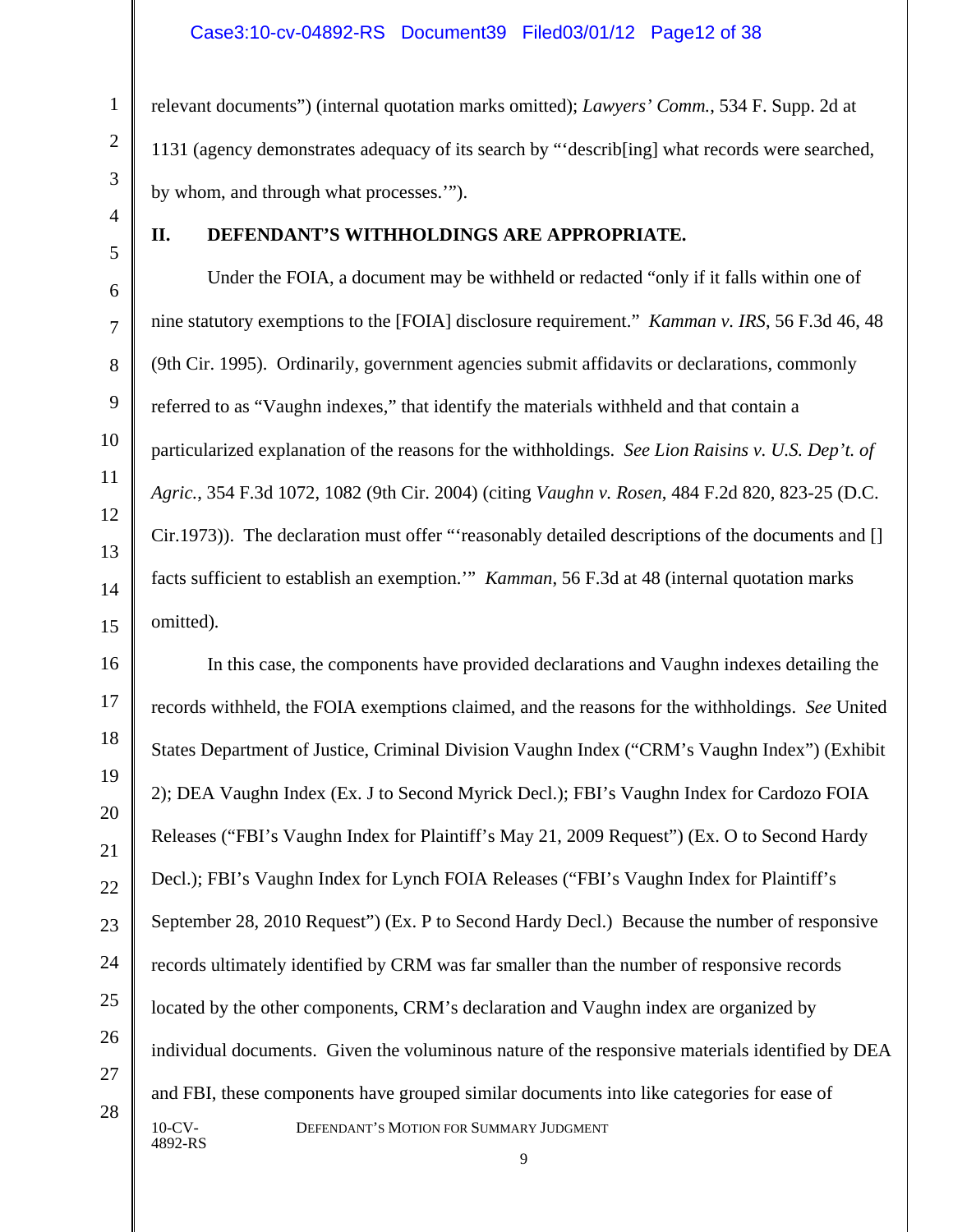relevant documents") (internal quotation marks omitted); *Lawyers' Comm.*, 534 F. Supp. 2d at 1131 (agency demonstrates adequacy of its search by "'describ[ing] what records were searched, by whom, and through what processes.'").

## II. DEFENDANT'S WITHHOLDINGS ARE APPROPRIATE.

Under the FOIA, a document may be withheld or redacted "only if it falls within one of nine statutory exemptions to the [FOIA] disclosure requirement." *Kamman v. IRS*, 56 F.3d 46, 48 (9th Cir. 1995). Ordinarily, government agencies submit affidavits or declarations, commonly referred to as "Vaughn indexes," that identify the materials withheld and that contain a particularized explanation of the reasons for the withholdings. *See Lion Raisins v. U.S. Dep't. of Agric.*, 354 F.3d 1072, 1082 (9th Cir. 2004) (citing *Vaughn v. Rosen*, 484 F.2d 820, 823-25 (D.C. Cir.1973)). The declaration must offer "'reasonably detailed descriptions of the documents and [] facts sufficient to establish an exemption.'" *Kamman*, 56 F.3d at 48 (internal quotation marks omitted).

In this case, the components have provided declarations and Vaughn indexes detailing the records withheld, the FOIA exemptions claimed, and the reasons for the withholdings. *See* United States Department of Justice, Criminal Division Vaughn Index ("CRM's Vaughn Index") (Exhibit 2); DEA Vaughn Index (Ex. J to Second Myrick Decl.); FBI's Vaughn Index for Cardozo FOIA Releases ("FBI's Vaughn Index for Plaintiff's May 21, 2009 Request") (Ex. O to Second Hardy Decl.); FBI's Vaughn Index for Lynch FOIA Releases ("FBI's Vaughn Index for Plaintiff's September 28, 2010 Request") (Ex. P to Second Hardy Decl.) Because the number of responsive records ultimately identified by CRM was far smaller than the number of responsive records located by the other components, CRM's declaration and Vaughn index are organized by individual documents. Given the voluminous nature of the responsive materials identified by DEA and FBI, these components have grouped similar documents into like categories for ease of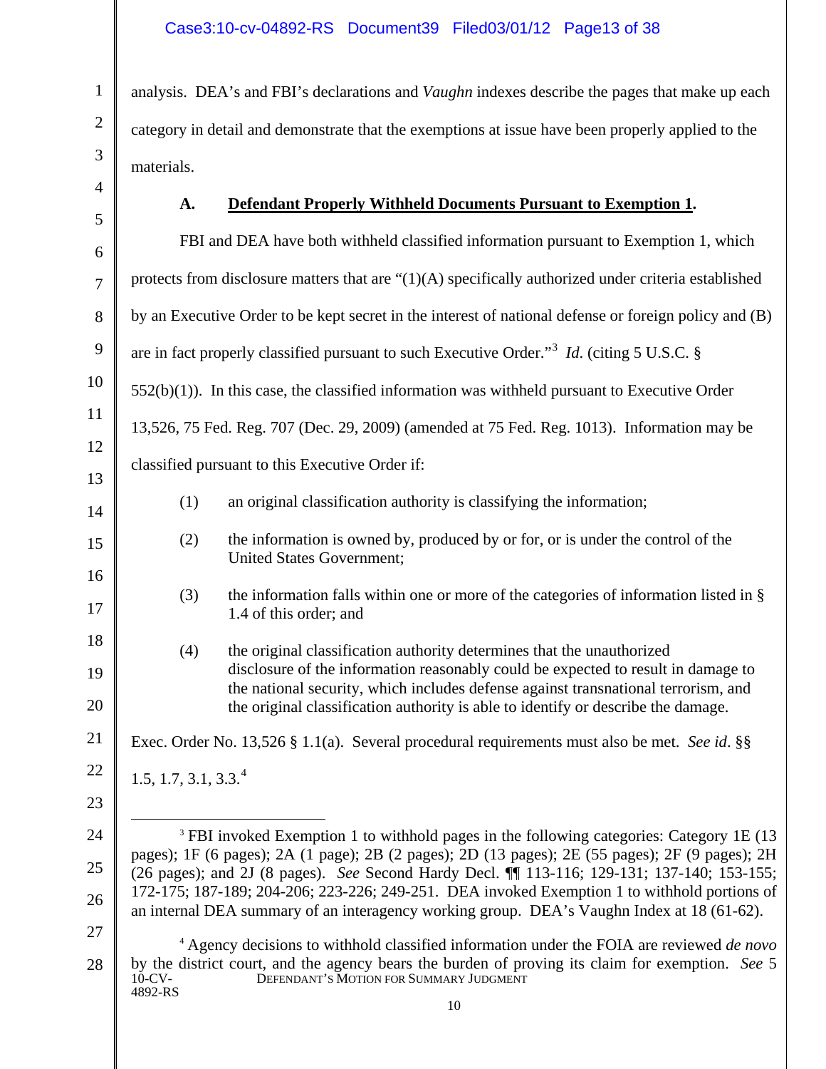analysis. DEA's and FBI's declarations and *Vaughn* indexes describe the pages that make up each category in detail and demonstrate that the exemptions at issue have been properly applied to the materials.

### A. Defendant Properly Withheld Documents Pursuant to Exemption 1.

FBI and DEA have both withheld classified information pursuant to Exemption 1, which protects from disclosure matters that are "(1)(A) specifically authorized under criteria established by an Executive Order to be kept secret in the interest of national defense or foreign policy and (B) are in fact properly classified pursuant to such Executive Order."[3] *Id.* (citing 5 U.S.C. § 552(b)(1)). In this case, the classified information was withheld pursuant to Executive Order 13,526, 75 Fed. Reg. 707 (Dec. 29, 2009) (amended at 75 Fed. Reg. 1013). Information may be classified pursuant to this Executive Order if:

> (1) an original classification authority is classifying the information;
>
> (2) the information is owned by, produced by or for, or is under the control of the United States Government;
>
> (3) the information falls within one or more of the categories of information listed in § 1.4 of this order; and
>
> (4) the original classification authority determines that the unauthorized disclosure of the information reasonably could be expected to result in damage to the national security, which includes defense against transnational terrorism, and the original classification authority is able to identify or describe the damage.

Exec. Order No. 13,526 § 1.1(a). Several procedural requirements must also be met. *See id*. §§ 1.5, 1.7, 3.1, 3.3.[4]

---

[3] FBI invoked Exemption 1 to withhold pages in the following categories: Category 1E (13 pages); 1F (6 pages); 2A (1 page); 2B (2 pages); 2D (13 pages); 2E (55 pages); 2F (9 pages); 2H (26 pages); and 2J (8 pages). *See* Second Hardy Decl. ¶¶ 113-116; 129-131; 137-140; 153-155; 172-175; 187-189; 204-206; 223-226; 249-251. DEA invoked Exemption 1 to withhold portions of an internal DEA summary of an interagency working group. DEA's Vaughn Index at 18 (61-62).

[4] Agency decisions to withhold classified information under the FOIA are reviewed *de novo* by the district court, and the agency bears the burden of proving its claim for exemption. *See* 5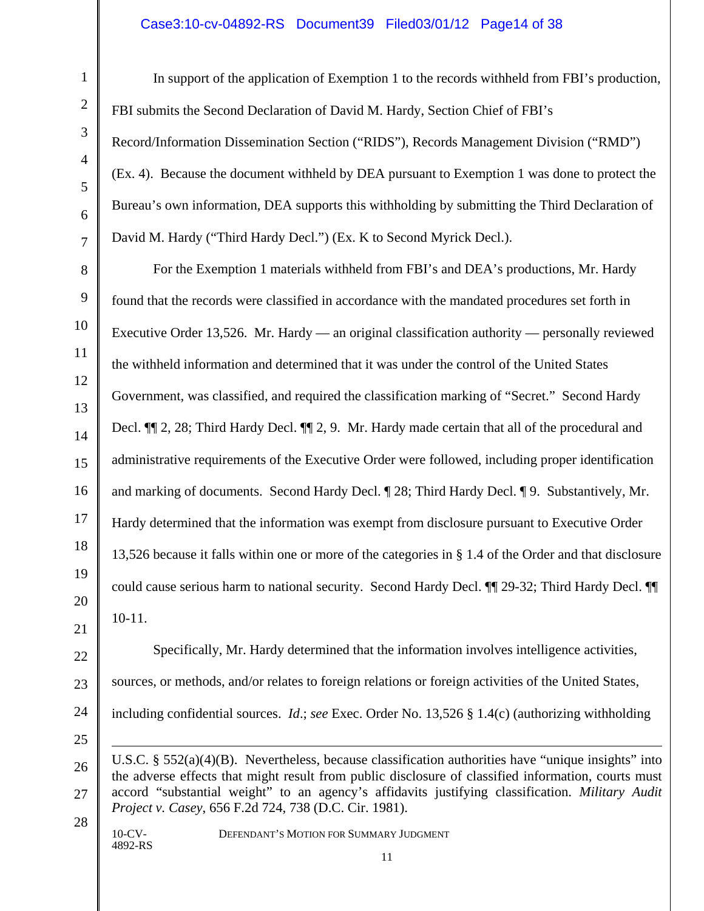In support of the application of Exemption 1 to the records withheld from FBI's production, FBI submits the Second Declaration of David M. Hardy, Section Chief of FBI's Record/Information Dissemination Section ("RIDS"), Records Management Division ("RMD") (Ex. 4). Because the document withheld by DEA pursuant to Exemption 1 was done to protect the Bureau's own information, DEA supports this withholding by submitting the Third Declaration of David M. Hardy ("Third Hardy Decl.") (Ex. K to Second Myrick Decl.).

For the Exemption 1 materials withheld from FBI's and DEA's productions, Mr. Hardy found that the records were classified in accordance with the mandated procedures set forth in Executive Order 13,526. Mr. Hardy — an original classification authority — personally reviewed the withheld information and determined that it was under the control of the United States Government, was classified, and required the classification marking of "Secret." Second Hardy Decl. ¶¶ 2, 28; Third Hardy Decl. ¶¶ 2, 9. Mr. Hardy made certain that all of the procedural and administrative requirements of the Executive Order were followed, including proper identification and marking of documents. Second Hardy Decl. ¶ 28; Third Hardy Decl. ¶ 9. Substantively, Mr. Hardy determined that the information was exempt from disclosure pursuant to Executive Order 13,526 because it falls within one or more of the categories in § 1.4 of the Order and that disclosure could cause serious harm to national security. Second Hardy Decl. ¶¶ 29-32; Third Hardy Decl. ¶¶ 10-11.

Specifically, Mr. Hardy determined that the information involves intelligence activities, sources, or methods, and/or relates to foreign relations or foreign activities of the United States, including confidential sources. *Id.*; *see* Exec. Order No. 13,526 § 1.4(c) (authorizing withholding

---

U.S.C. § 552(a)(4)(B). Nevertheless, because classification authorities have "unique insights" into the adverse effects that might result from public disclosure of classified information, courts must accord "substantial weight" to an agency's affidavits justifying classification. *Military Audit Project v. Casey*, 656 F.2d 724, 738 (D.C. Cir. 1981).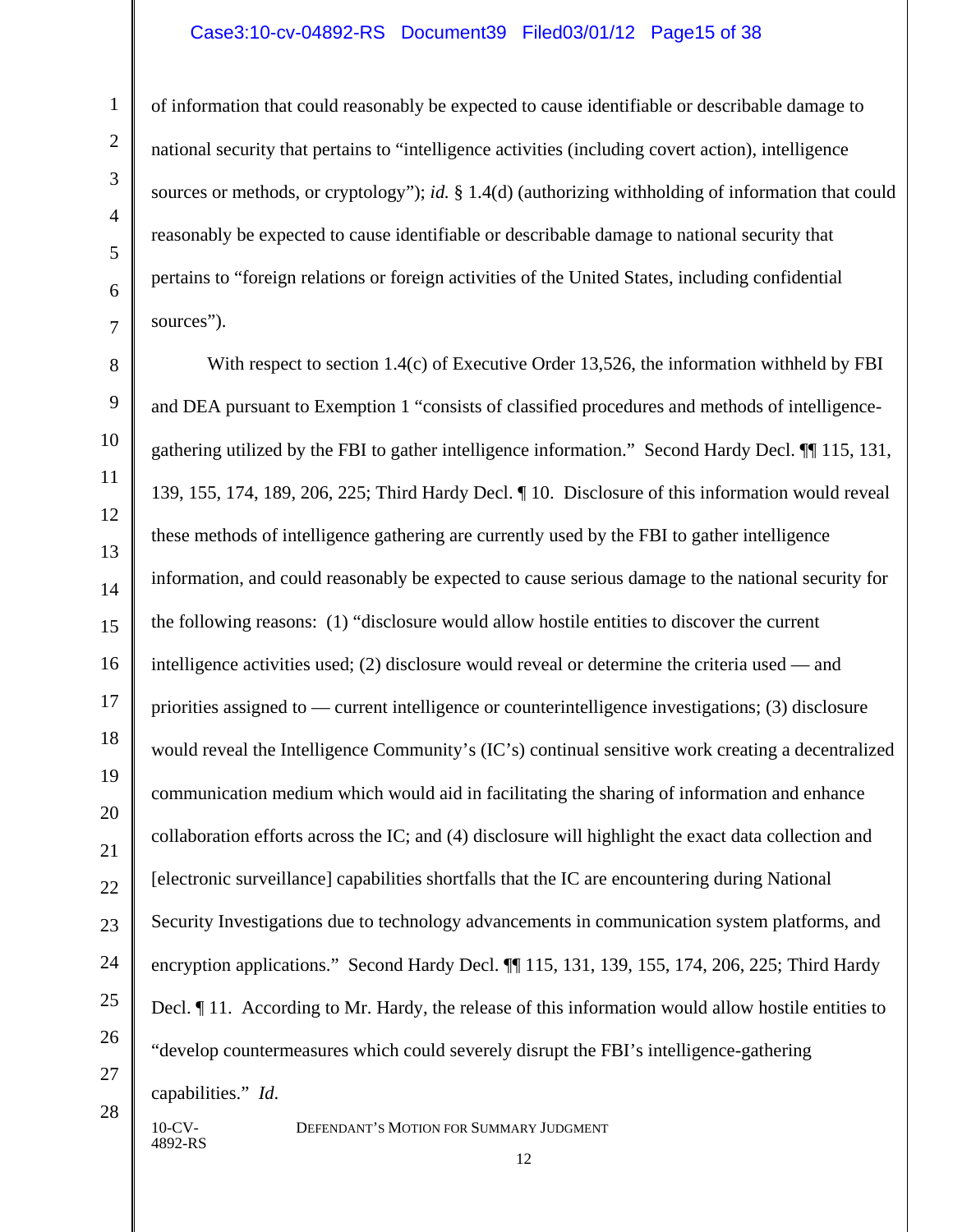of information that could reasonably be expected to cause identifiable or describable damage to national security that pertains to "intelligence activities (including covert action), intelligence sources or methods, or cryptology"); *id.* § 1.4(d) (authorizing withholding of information that could reasonably be expected to cause identifiable or describable damage to national security that pertains to "foreign relations or foreign activities of the United States, including confidential sources").

With respect to section 1.4(c) of Executive Order 13,526, the information withheld by FBI and DEA pursuant to Exemption 1 "consists of classified procedures and methods of intelligence-gathering utilized by the FBI to gather intelligence information." Second Hardy Decl. ¶¶ 115, 131, 139, 155, 174, 189, 206, 225; Third Hardy Decl. ¶ 10. Disclosure of this information would reveal these methods of intelligence gathering are currently used by the FBI to gather intelligence information, and could reasonably be expected to cause serious damage to the national security for the following reasons: (1) "disclosure would allow hostile entities to discover the current intelligence activities used; (2) disclosure would reveal or determine the criteria used — and priorities assigned to — current intelligence or counterintelligence investigations; (3) disclosure would reveal the Intelligence Community's (IC's) continual sensitive work creating a decentralized communication medium which would aid in facilitating the sharing of information and enhance collaboration efforts across the IC; and (4) disclosure will highlight the exact data collection and [electronic surveillance] capabilities shortfalls that the IC are encountering during National Security Investigations due to technology advancements in communication system platforms, and encryption applications." Second Hardy Decl. ¶¶ 115, 131, 139, 155, 174, 206, 225; Third Hardy Decl. ¶ 11. According to Mr. Hardy, the release of this information would allow hostile entities to "develop countermeasures which could severely disrupt the FBI's intelligence-gathering capabilities." *Id.*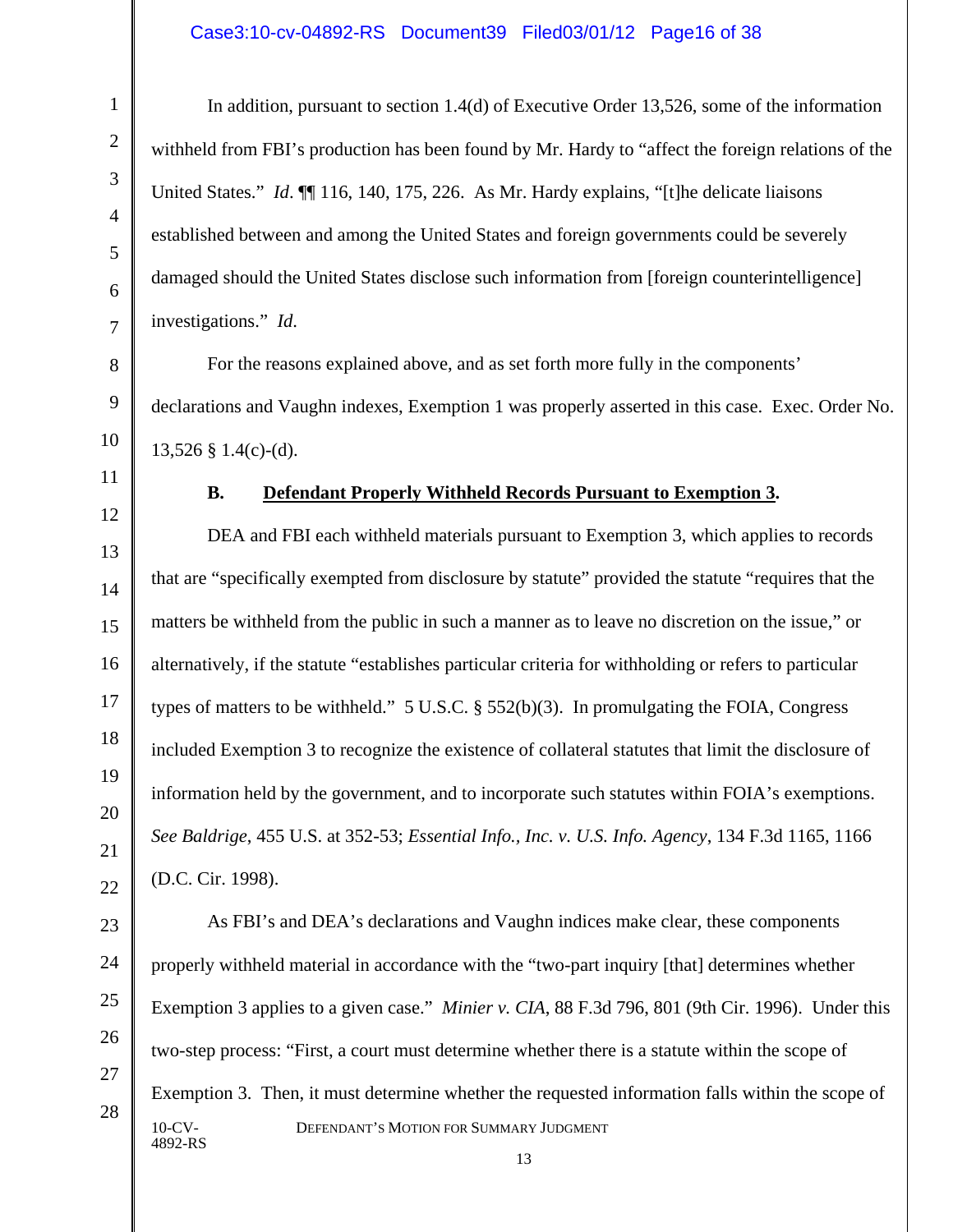In addition, pursuant to section 1.4(d) of Executive Order 13,526, some of the information withheld from FBI's production has been found by Mr. Hardy to "affect the foreign relations of the United States." *Id*. ¶¶ 116, 140, 175, 226. As Mr. Hardy explains, "[t]he delicate liaisons established between and among the United States and foreign governments could be severely damaged should the United States disclose such information from [foreign counterintelligence] investigations." *Id*.

For the reasons explained above, and as set forth more fully in the components' declarations and Vaughn indexes, Exemption 1 was properly asserted in this case. Exec. Order No. 13,526 § 1.4(c)-(d).

### B. <u>Defendant Properly Withheld Records Pursuant to Exemption 3</u>.

DEA and FBI each withheld materials pursuant to Exemption 3, which applies to records that are "specifically exempted from disclosure by statute" provided the statute "requires that the matters be withheld from the public in such a manner as to leave no discretion on the issue," or alternatively, if the statute "establishes particular criteria for withholding or refers to particular types of matters to be withheld." 5 U.S.C. § 552(b)(3). In promulgating the FOIA, Congress included Exemption 3 to recognize the existence of collateral statutes that limit the disclosure of information held by the government, and to incorporate such statutes within FOIA's exemptions. *See Baldrige*, 455 U.S. at 352-53; *Essential Info., Inc. v. U.S. Info. Agency*, 134 F.3d 1165, 1166 (D.C. Cir. 1998).

As FBI's and DEA's declarations and Vaughn indices make clear, these components properly withheld material in accordance with the "two-part inquiry [that] determines whether Exemption 3 applies to a given case." *Minier v. CIA*, 88 F.3d 796, 801 (9th Cir. 1996). Under this two-step process: "First, a court must determine whether there is a statute within the scope of Exemption 3. Then, it must determine whether the requested information falls within the scope of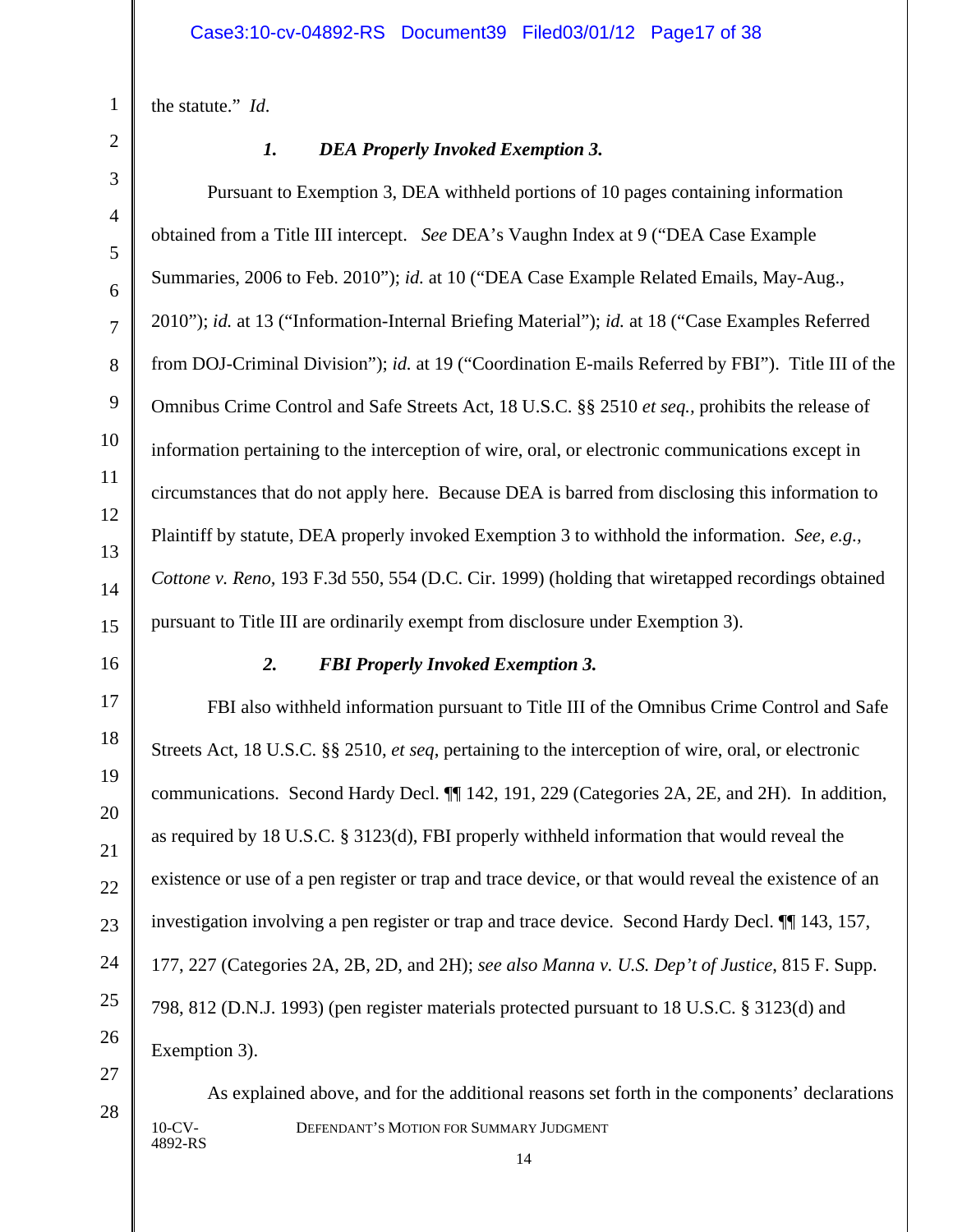the statute." *Id.*

### *1. DEA Properly Invoked Exemption 3.*

Pursuant to Exemption 3, DEA withheld portions of 10 pages containing information obtained from a Title III intercept. *See* DEA's Vaughn Index at 9 ("DEA Case Example Summaries, 2006 to Feb. 2010"); *id.* at 10 ("DEA Case Example Related Emails, May-Aug., 2010"); *id.* at 13 ("Information-Internal Briefing Material"); *id.* at 18 ("Case Examples Referred from DOJ-Criminal Division"); *id.* at 19 ("Coordination E-mails Referred by FBI"). Title III of the Omnibus Crime Control and Safe Streets Act, 18 U.S.C. §§ 2510 *et seq.*, prohibits the release of information pertaining to the interception of wire, oral, or electronic communications except in circumstances that do not apply here. Because DEA is barred from disclosing this information to Plaintiff by statute, DEA properly invoked Exemption 3 to withhold the information. *See, e.g., Cottone v. Reno,* 193 F.3d 550, 554 (D.C. Cir. 1999) (holding that wiretapped recordings obtained pursuant to Title III are ordinarily exempt from disclosure under Exemption 3).

### *2. FBI Properly Invoked Exemption 3.*

FBI also withheld information pursuant to Title III of the Omnibus Crime Control and Safe Streets Act, 18 U.S.C. §§ 2510, *et seq*, pertaining to the interception of wire, oral, or electronic communications. Second Hardy Decl. ¶¶ 142, 191, 229 (Categories 2A, 2E, and 2H). In addition, as required by 18 U.S.C. § 3123(d), FBI properly withheld information that would reveal the existence or use of a pen register or trap and trace device, or that would reveal the existence of an investigation involving a pen register or trap and trace device. Second Hardy Decl. ¶¶ 143, 157, 177, 227 (Categories 2A, 2B, 2D, and 2H); *see also Manna v. U.S. Dep't of Justice*, 815 F. Supp. 798, 812 (D.N.J. 1993) (pen register materials protected pursuant to 18 U.S.C. § 3123(d) and Exemption 3).

As explained above, and for the additional reasons set forth in the components' declarations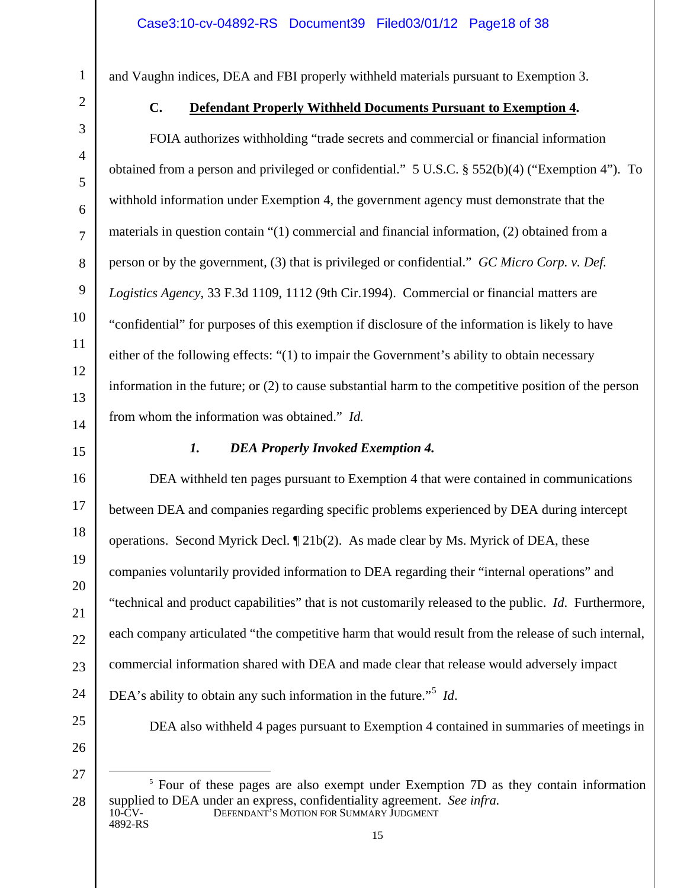and Vaughn indices, DEA and FBI properly withheld materials pursuant to Exemption 3.

### C. Defendant Properly Withheld Documents Pursuant to Exemption 4.

FOIA authorizes withholding "trade secrets and commercial or financial information obtained from a person and privileged or confidential." 5 U.S.C. § 552(b)(4) ("Exemption 4"). To withhold information under Exemption 4, the government agency must demonstrate that the materials in question contain "(1) commercial and financial information, (2) obtained from a person or by the government, (3) that is privileged or confidential." *GC Micro Corp. v. Def. Logistics Agency*, 33 F.3d 1109, 1112 (9th Cir.1994). Commercial or financial matters are "confidential" for purposes of this exemption if disclosure of the information is likely to have either of the following effects: "(1) to impair the Government's ability to obtain necessary information in the future; or (2) to cause substantial harm to the competitive position of the person from whom the information was obtained." *Id.*

#### *1. DEA Properly Invoked Exemption 4.*

DEA withheld ten pages pursuant to Exemption 4 that were contained in communications between DEA and companies regarding specific problems experienced by DEA during intercept operations. Second Myrick Decl. ¶ 21b(2). As made clear by Ms. Myrick of DEA, these companies voluntarily provided information to DEA regarding their "internal operations" and "technical and product capabilities" that is not customarily released to the public. *Id*. Furthermore, each company articulated "the competitive harm that would result from the release of such internal, commercial information shared with DEA and made clear that release would adversely impact DEA's ability to obtain any such information in the future."[5] *Id*.

DEA also withheld 4 pages pursuant to Exemption 4 contained in summaries of meetings in

[5] Four of these pages are also exempt under Exemption 7D as they contain information supplied to DEA under an express, confidentiality agreement. *See infra.*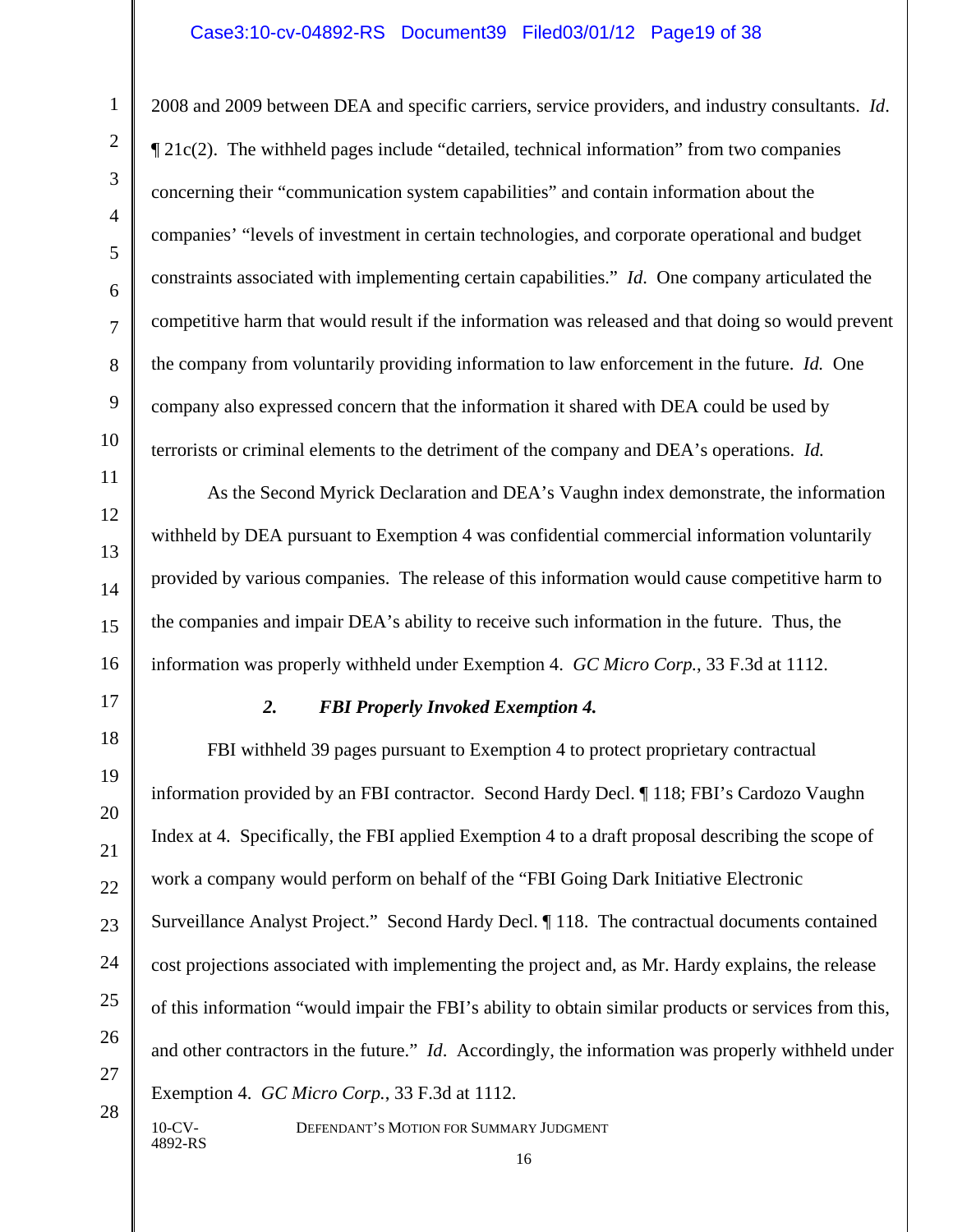2008 and 2009 between DEA and specific carriers, service providers, and industry consultants. *Id*. ¶ 21c(2). The withheld pages include "detailed, technical information" from two companies concerning their "communication system capabilities" and contain information about the companies' "levels of investment in certain technologies, and corporate operational and budget constraints associated with implementing certain capabilities." *Id*. One company articulated the competitive harm that would result if the information was released and that doing so would prevent the company from voluntarily providing information to law enforcement in the future. *Id.* One company also expressed concern that the information it shared with DEA could be used by terrorists or criminal elements to the detriment of the company and DEA's operations. *Id.*

As the Second Myrick Declaration and DEA's Vaughn index demonstrate, the information withheld by DEA pursuant to Exemption 4 was confidential commercial information voluntarily provided by various companies. The release of this information would cause competitive harm to the companies and impair DEA's ability to receive such information in the future. Thus, the information was properly withheld under Exemption 4. *GC Micro Corp.*, 33 F.3d at 1112.

### *2. FBI Properly Invoked Exemption 4.*

FBI withheld 39 pages pursuant to Exemption 4 to protect proprietary contractual information provided by an FBI contractor. Second Hardy Decl. ¶ 118; FBI's Cardozo Vaughn Index at 4. Specifically, the FBI applied Exemption 4 to a draft proposal describing the scope of work a company would perform on behalf of the "FBI Going Dark Initiative Electronic Surveillance Analyst Project." Second Hardy Decl. ¶ 118. The contractual documents contained cost projections associated with implementing the project and, as Mr. Hardy explains, the release of this information "would impair the FBI's ability to obtain similar products or services from this, and other contractors in the future." *Id*. Accordingly, the information was properly withheld under Exemption 4. *GC Micro Corp.*, 33 F.3d at 1112.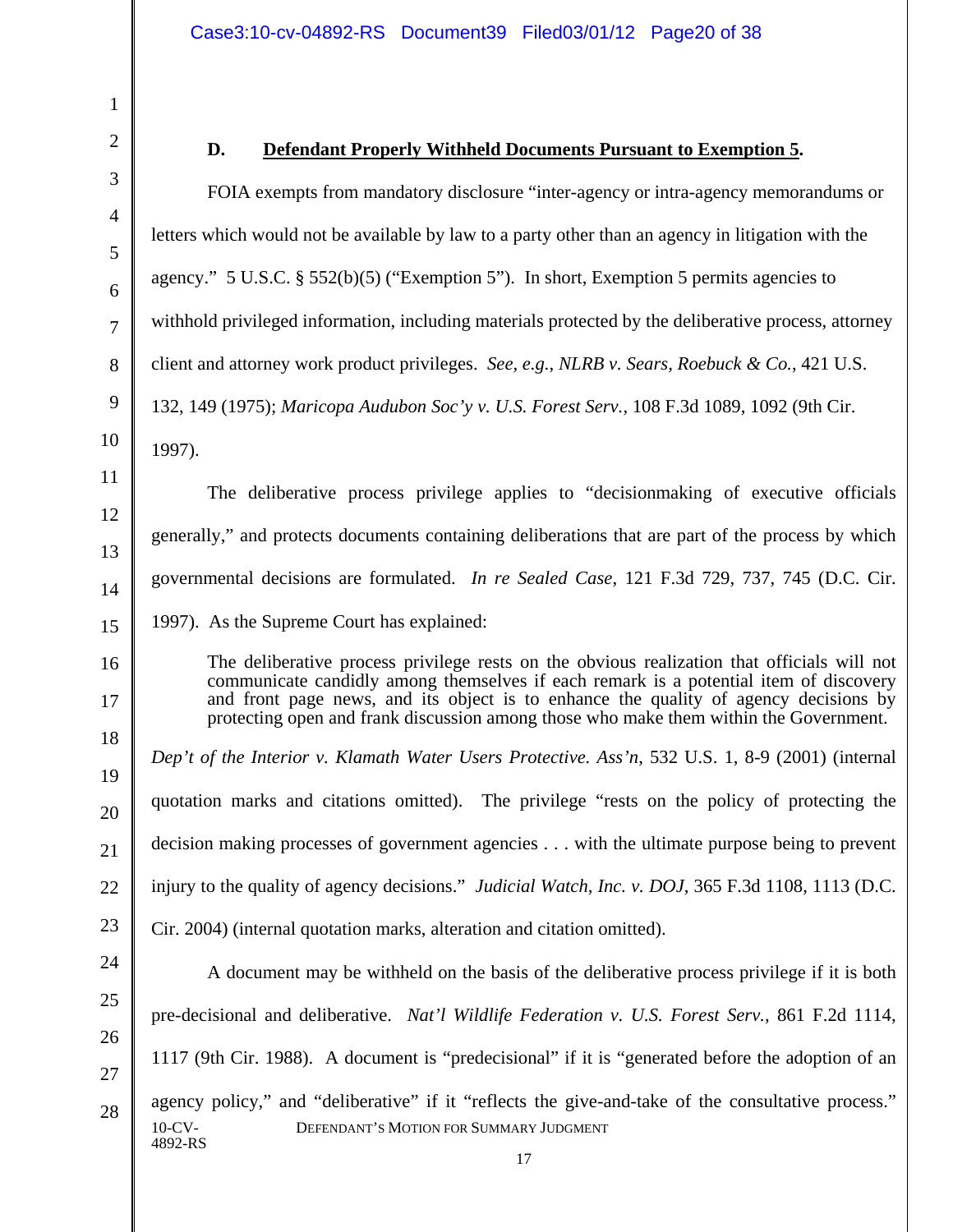### D. **Defendant Properly Withheld Documents Pursuant to Exemption 5.**

FOIA exempts from mandatory disclosure "inter-agency or intra-agency memorandums or letters which would not be available by law to a party other than an agency in litigation with the agency." 5 U.S.C. § 552(b)(5) ("Exemption 5"). In short, Exemption 5 permits agencies to withhold privileged information, including materials protected by the deliberative process, attorney client and attorney work product privileges. *See, e.g.*, *NLRB v. Sears, Roebuck & Co.*, 421 U.S. 132, 149 (1975); *Maricopa Audubon Soc'y v. U.S. Forest Serv.*, 108 F.3d 1089, 1092 (9th Cir. 1997).

The deliberative process privilege applies to "decisionmaking of executive officials generally," and protects documents containing deliberations that are part of the process by which governmental decisions are formulated. *In re Sealed Case*, 121 F.3d 729, 737, 745 (D.C. Cir. 1997). As the Supreme Court has explained:

> The deliberative process privilege rests on the obvious realization that officials will not communicate candidly among themselves if each remark is a potential item of discovery and front page news, and its object is to enhance the quality of agency decisions by protecting open and frank discussion among those who make them within the Government.

*Dep't of the Interior v. Klamath Water Users Protective. Ass'n*, 532 U.S. 1, 8-9 (2001) (internal quotation marks and citations omitted). The privilege "rests on the policy of protecting the decision making processes of government agencies . . . with the ultimate purpose being to prevent injury to the quality of agency decisions." *Judicial Watch, Inc. v. DOJ*, 365 F.3d 1108, 1113 (D.C. Cir. 2004) (internal quotation marks, alteration and citation omitted).

A document may be withheld on the basis of the deliberative process privilege if it is both pre-decisional and deliberative. *Nat'l Wildlife Federation v. U.S. Forest Serv.*, 861 F.2d 1114, 1117 (9th Cir. 1988). A document is "predecisional" if it is "generated before the adoption of an agency policy," and "deliberative" if it "reflects the give-and-take of the consultative process."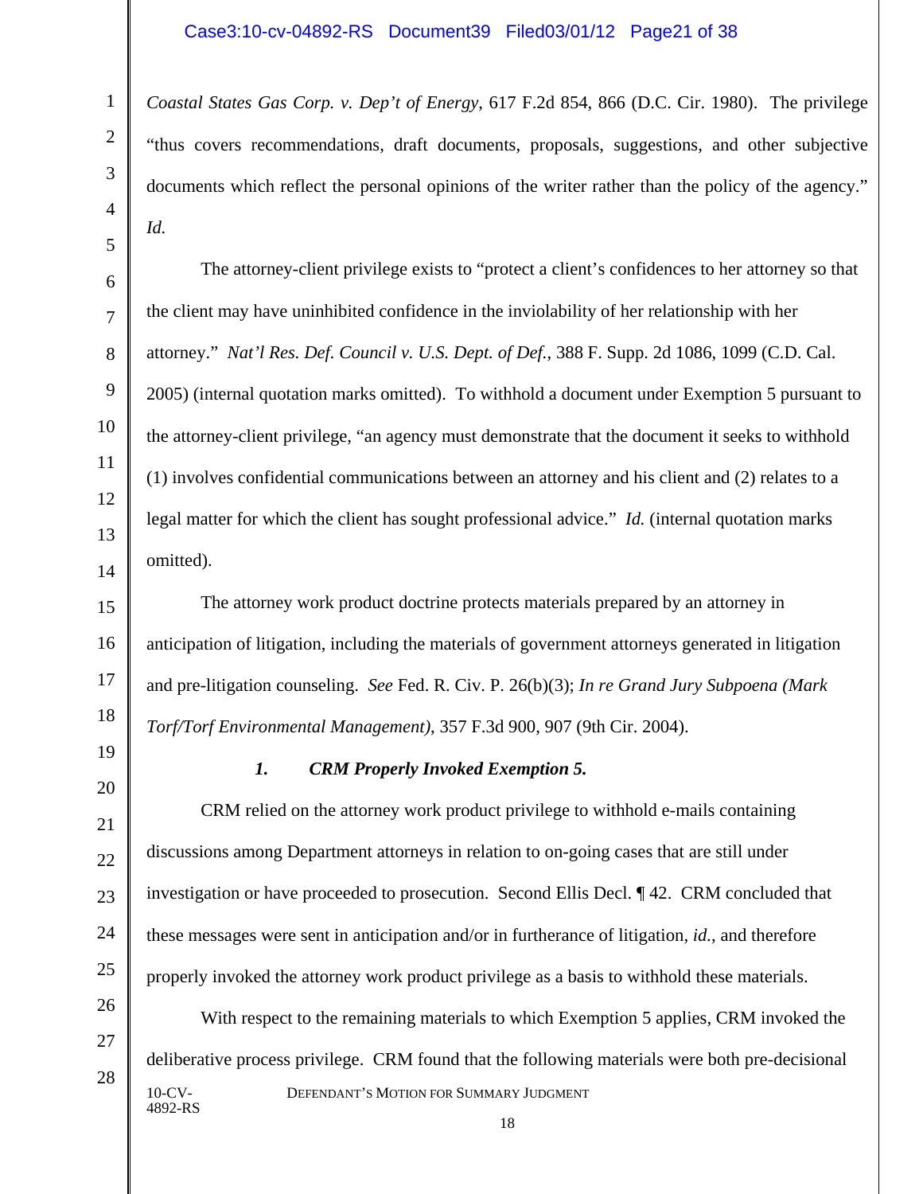*Coastal States Gas Corp. v. Dep't of Energy*, 617 F.2d 854, 866 (D.C. Cir. 1980). The privilege "thus covers recommendations, draft documents, proposals, suggestions, and other subjective documents which reflect the personal opinions of the writer rather than the policy of the agency." *Id.*

The attorney-client privilege exists to "protect a client's confidences to her attorney so that the client may have uninhibited confidence in the inviolability of her relationship with her attorney." *Nat'l Res. Def. Council v. U.S. Dept. of Def.*, 388 F. Supp. 2d 1086, 1099 (C.D. Cal. 2005) (internal quotation marks omitted). To withhold a document under Exemption 5 pursuant to the attorney-client privilege, "an agency must demonstrate that the document it seeks to withhold (1) involves confidential communications between an attorney and his client and (2) relates to a legal matter for which the client has sought professional advice." *Id.* (internal quotation marks omitted).

The attorney work product doctrine protects materials prepared by an attorney in anticipation of litigation, including the materials of government attorneys generated in litigation and pre-litigation counseling. *See* Fed. R. Civ. P. 26(b)(3); *In re Grand Jury Subpoena (Mark Torf/Torf Environmental Management)*, 357 F.3d 900, 907 (9th Cir. 2004).

#### *1. CRM Properly Invoked Exemption 5.*

CRM relied on the attorney work product privilege to withhold e-mails containing discussions among Department attorneys in relation to on-going cases that are still under investigation or have proceeded to prosecution. Second Ellis Decl. ¶ 42. CRM concluded that these messages were sent in anticipation and/or in furtherance of litigation, *id.*, and therefore properly invoked the attorney work product privilege as a basis to withhold these materials.

With respect to the remaining materials to which Exemption 5 applies, CRM invoked the deliberative process privilege. CRM found that the following materials were both pre-decisional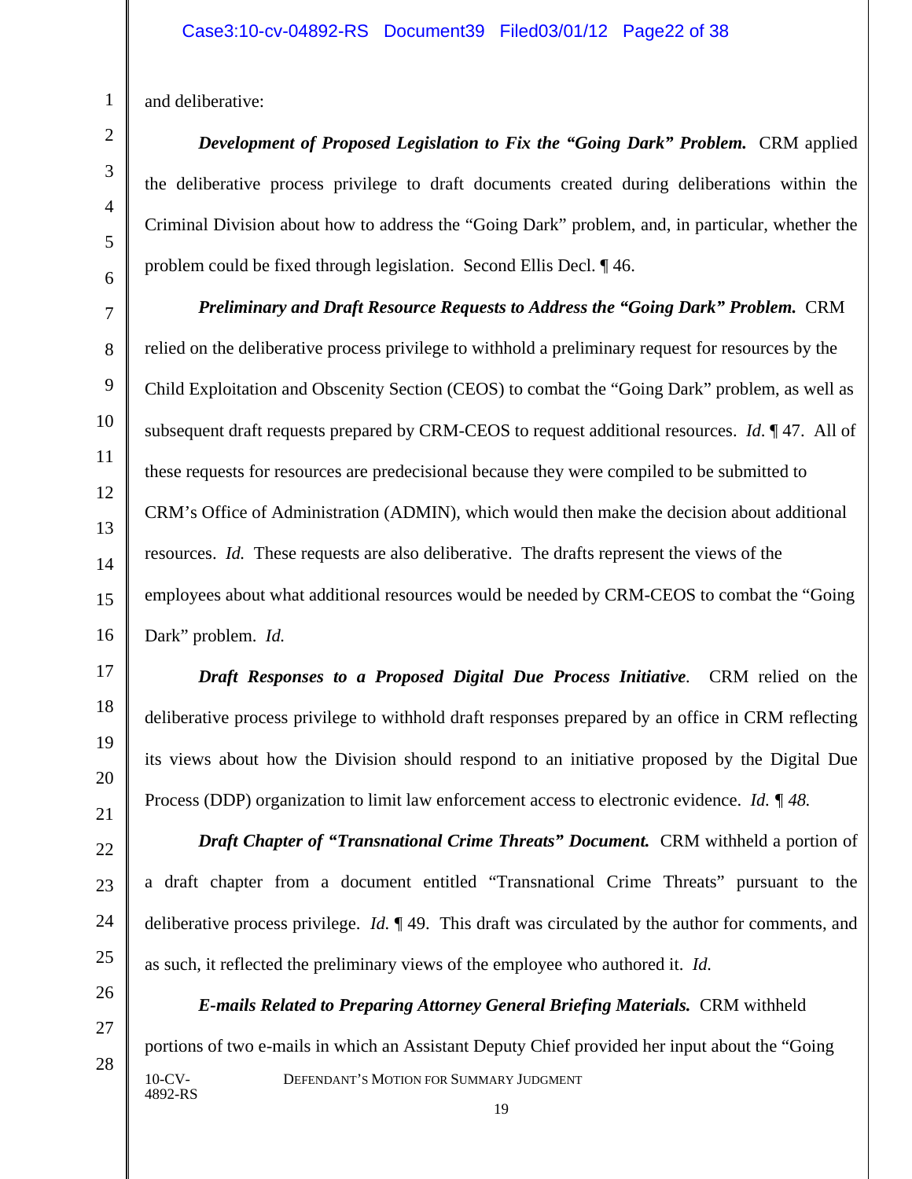and deliberative:

***Development of Proposed Legislation to Fix the "Going Dark" Problem.*** CRM applied the deliberative process privilege to draft documents created during deliberations within the Criminal Division about how to address the "Going Dark" problem, and, in particular, whether the problem could be fixed through legislation. Second Ellis Decl. ¶ 46.

***Preliminary and Draft Resource Requests to Address the "Going Dark" Problem.*** CRM relied on the deliberative process privilege to withhold a preliminary request for resources by the Child Exploitation and Obscenity Section (CEOS) to combat the "Going Dark" problem, as well as subsequent draft requests prepared by CRM-CEOS to request additional resources. *Id.* ¶ 47. All of these requests for resources are predecisional because they were compiled to be submitted to CRM's Office of Administration (ADMIN), which would then make the decision about additional resources. *Id.* These requests are also deliberative. The drafts represent the views of the employees about what additional resources would be needed by CRM-CEOS to combat the "Going Dark" problem. *Id.*

***Draft Responses to a Proposed Digital Due Process Initiative*.** CRM relied on the deliberative process privilege to withhold draft responses prepared by an office in CRM reflecting its views about how the Division should respond to an initiative proposed by the Digital Due Process (DDP) organization to limit law enforcement access to electronic evidence. *Id. ¶ 48.*

***Draft Chapter of "Transnational Crime Threats" Document.*** CRM withheld a portion of a draft chapter from a document entitled "Transnational Crime Threats" pursuant to the deliberative process privilege. *Id.* ¶ 49. This draft was circulated by the author for comments, and as such, it reflected the preliminary views of the employee who authored it. *Id.*

***E-mails Related to Preparing Attorney General Briefing Materials.*** CRM withheld portions of two e-mails in which an Assistant Deputy Chief provided her input about the "Going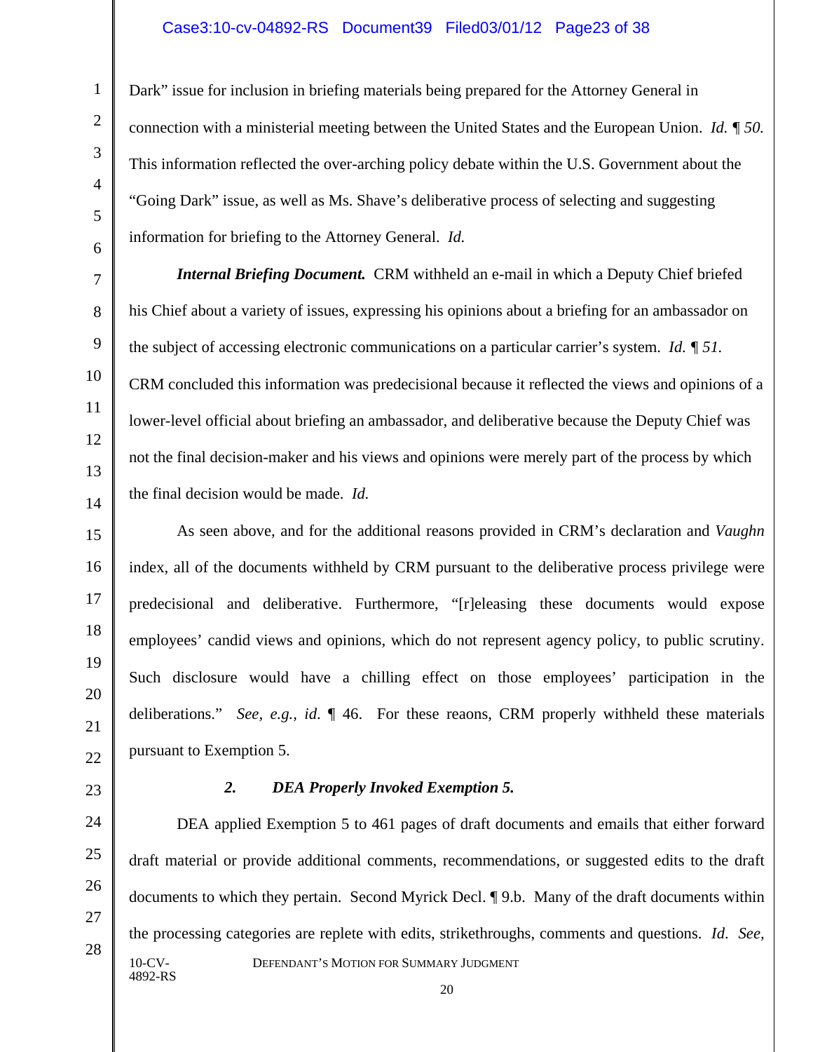Dark" issue for inclusion in briefing materials being prepared for the Attorney General in connection with a ministerial meeting between the United States and the European Union. *Id.* ¶ *50.* This information reflected the over-arching policy debate within the U.S. Government about the "Going Dark" issue, as well as Ms. Shave's deliberative process of selecting and suggesting information for briefing to the Attorney General. *Id.*

***Internal Briefing Document.*** CRM withheld an e-mail in which a Deputy Chief briefed his Chief about a variety of issues, expressing his opinions about a briefing for an ambassador on the subject of accessing electronic communications on a particular carrier's system. *Id.* ¶ *51.* CRM concluded this information was predecisional because it reflected the views and opinions of a lower-level official about briefing an ambassador, and deliberative because the Deputy Chief was not the final decision-maker and his views and opinions were merely part of the process by which the final decision would be made. *Id.*

As seen above, and for the additional reasons provided in CRM's declaration and *Vaughn* index, all of the documents withheld by CRM pursuant to the deliberative process privilege were predecisional and deliberative. Furthermore, "[r]eleasing these documents would expose employees' candid views and opinions, which do not represent agency policy, to public scrutiny. Such disclosure would have a chilling effect on those employees' participation in the deliberations." *See, e.g., id.* ¶ 46. For these reaons, CRM properly withheld these materials pursuant to Exemption 5.

### *2. DEA Properly Invoked Exemption 5.*

DEA applied Exemption 5 to 461 pages of draft documents and emails that either forward draft material or provide additional comments, recommendations, or suggested edits to the draft documents to which they pertain. Second Myrick Decl. ¶ 9.b. Many of the draft documents within the processing categories are replete with edits, strikethroughs, comments and questions. *Id. See,*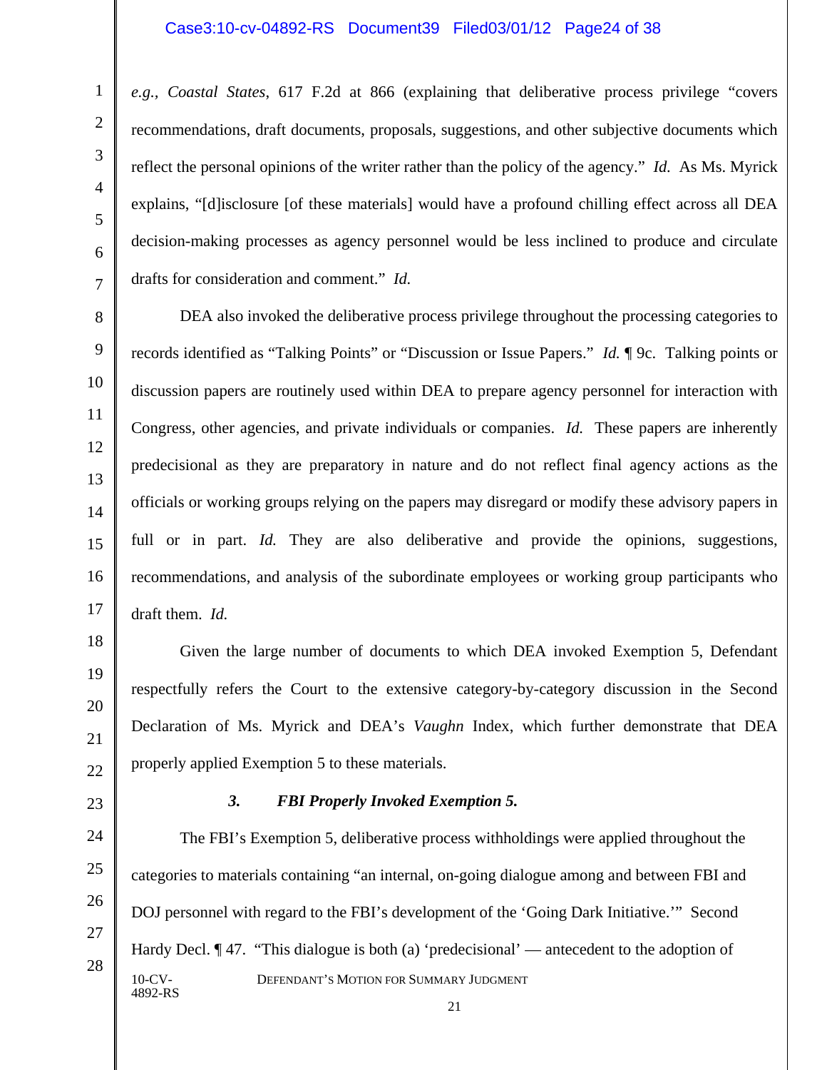*e.g., Coastal States*, 617 F.2d at 866 (explaining that deliberative process privilege "covers recommendations, draft documents, proposals, suggestions, and other subjective documents which reflect the personal opinions of the writer rather than the policy of the agency." *Id.* As Ms. Myrick explains, "[d]isclosure [of these materials] would have a profound chilling effect across all DEA decision-making processes as agency personnel would be less inclined to produce and circulate drafts for consideration and comment." *Id.*

DEA also invoked the deliberative process privilege throughout the processing categories to records identified as "Talking Points" or "Discussion or Issue Papers." *Id.* ¶ 9c. Talking points or discussion papers are routinely used within DEA to prepare agency personnel for interaction with Congress, other agencies, and private individuals or companies. *Id.* These papers are inherently predecisional as they are preparatory in nature and do not reflect final agency actions as the officials or working groups relying on the papers may disregard or modify these advisory papers in full or in part. *Id.* They are also deliberative and provide the opinions, suggestions, recommendations, and analysis of the subordinate employees or working group participants who draft them. *Id.*

Given the large number of documents to which DEA invoked Exemption 5, Defendant respectfully refers the Court to the extensive category-by-category discussion in the Second Declaration of Ms. Myrick and DEA's *Vaughn* Index, which further demonstrate that DEA properly applied Exemption 5 to these materials.

### *3. FBI Properly Invoked Exemption 5.*

The FBI's Exemption 5, deliberative process withholdings were applied throughout the categories to materials containing "an internal, on-going dialogue among and between FBI and DOJ personnel with regard to the FBI's development of the 'Going Dark Initiative.'" Second Hardy Decl. ¶ 47. "This dialogue is both (a) 'predecisional' — antecedent to the adoption of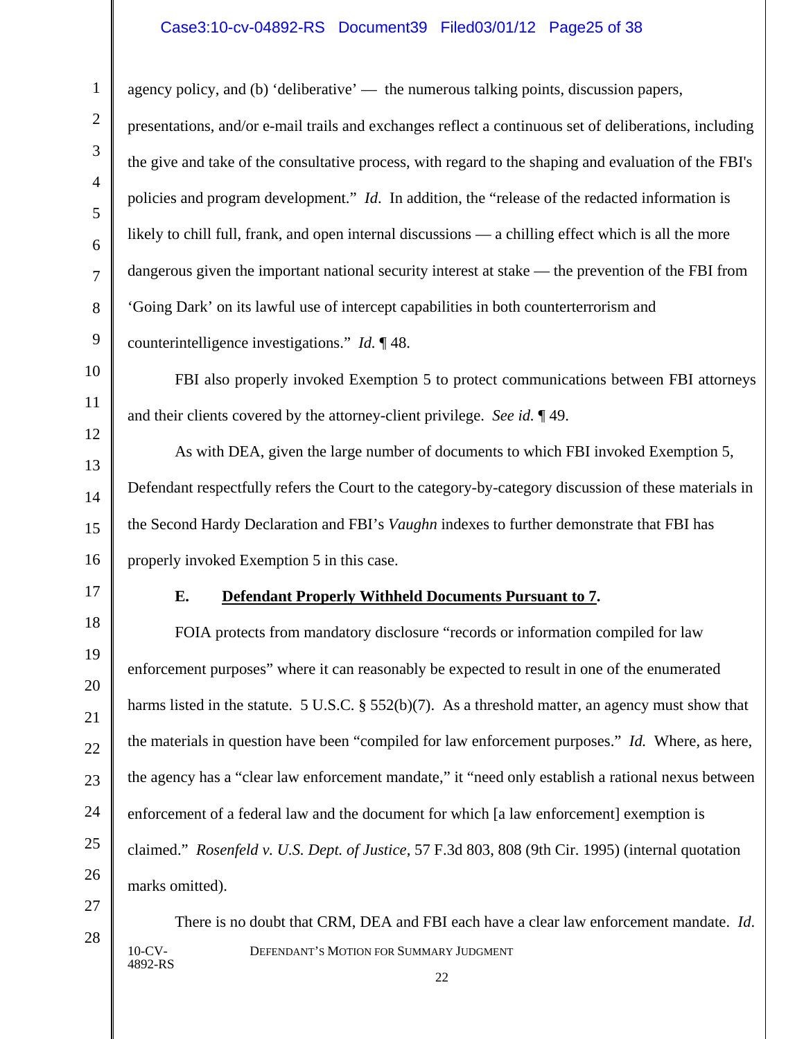agency policy, and (b) 'deliberative' — the numerous talking points, discussion papers, presentations, and/or e-mail trails and exchanges reflect a continuous set of deliberations, including the give and take of the consultative process, with regard to the shaping and evaluation of the FBI's policies and program development." *Id.* In addition, the "release of the redacted information is likely to chill full, frank, and open internal discussions — a chilling effect which is all the more dangerous given the important national security interest at stake — the prevention of the FBI from 'Going Dark' on its lawful use of intercept capabilities in both counterterrorism and counterintelligence investigations." *Id.* ¶ 48.

FBI also properly invoked Exemption 5 to protect communications between FBI attorneys and their clients covered by the attorney-client privilege. *See id.* ¶ 49.

As with DEA, given the large number of documents to which FBI invoked Exemption 5, Defendant respectfully refers the Court to the category-by-category discussion of these materials in the Second Hardy Declaration and FBI's *Vaughn* indexes to further demonstrate that FBI has properly invoked Exemption 5 in this case.

### E. **<u>Defendant Properly Withheld Documents Pursuant to 7</u>.**

FOIA protects from mandatory disclosure "records or information compiled for law enforcement purposes" where it can reasonably be expected to result in one of the enumerated harms listed in the statute. 5 U.S.C. § 552(b)(7). As a threshold matter, an agency must show that the materials in question have been "compiled for law enforcement purposes." *Id.* Where, as here, the agency has a "clear law enforcement mandate," it "need only establish a rational nexus between enforcement of a federal law and the document for which [a law enforcement] exemption is claimed." *Rosenfeld v. U.S. Dept. of Justice*, 57 F.3d 803, 808 (9th Cir. 1995) (internal quotation marks omitted).

There is no doubt that CRM, DEA and FBI each have a clear law enforcement mandate. *Id.*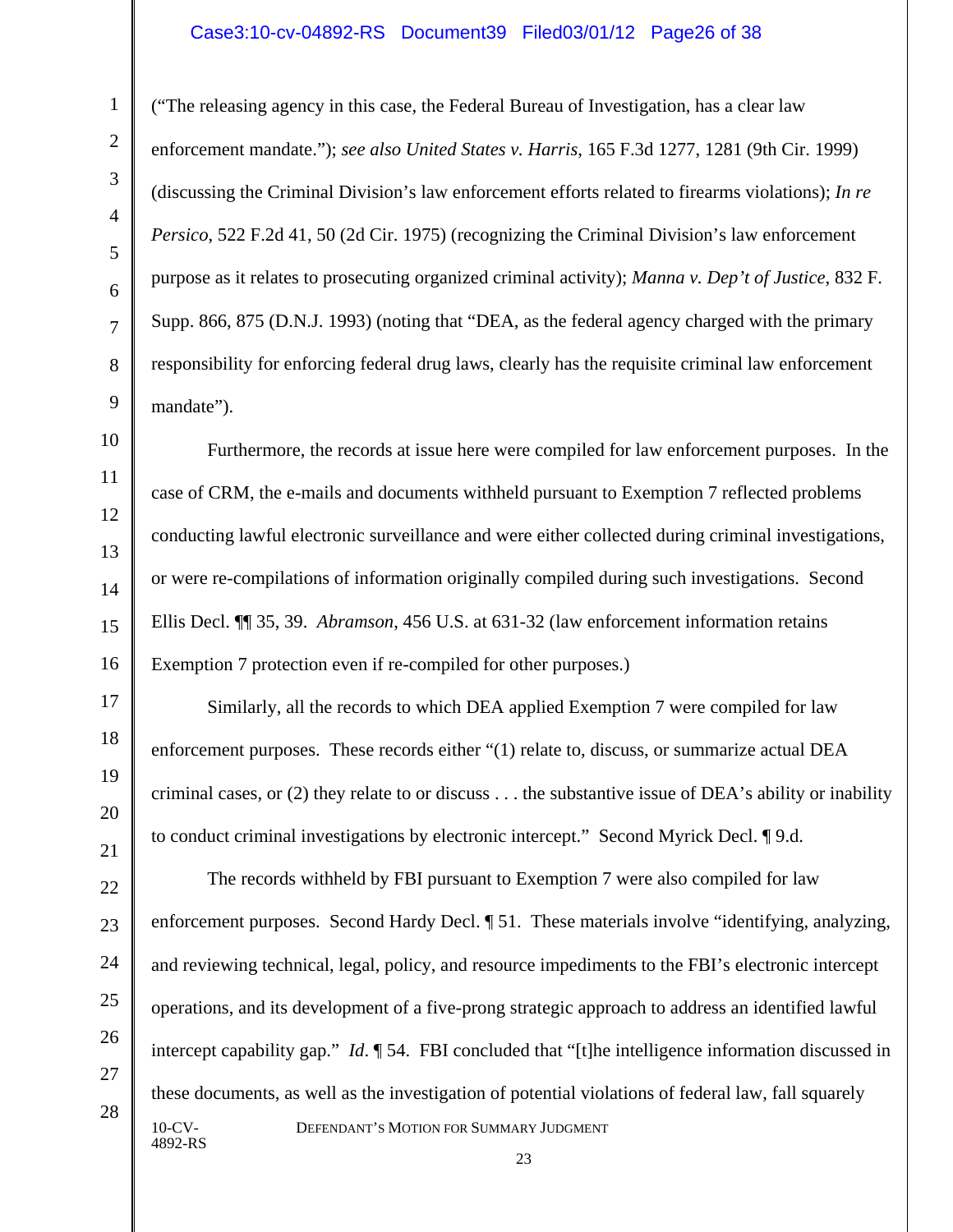("The releasing agency in this case, the Federal Bureau of Investigation, has a clear law enforcement mandate."); *see also United States v. Harris*, 165 F.3d 1277, 1281 (9th Cir. 1999) (discussing the Criminal Division's law enforcement efforts related to firearms violations); *In re Persico*, 522 F.2d 41, 50 (2d Cir. 1975) (recognizing the Criminal Division's law enforcement purpose as it relates to prosecuting organized criminal activity); *Manna v. Dep't of Justice*, 832 F. Supp. 866, 875 (D.N.J. 1993) (noting that "DEA, as the federal agency charged with the primary responsibility for enforcing federal drug laws, clearly has the requisite criminal law enforcement mandate").

Furthermore, the records at issue here were compiled for law enforcement purposes. In the case of CRM, the e-mails and documents withheld pursuant to Exemption 7 reflected problems conducting lawful electronic surveillance and were either collected during criminal investigations, or were re-compilations of information originally compiled during such investigations. Second Ellis Decl. ¶¶ 35, 39. *Abramson*, 456 U.S. at 631-32 (law enforcement information retains Exemption 7 protection even if re-compiled for other purposes.)

Similarly, all the records to which DEA applied Exemption 7 were compiled for law enforcement purposes. These records either "(1) relate to, discuss, or summarize actual DEA criminal cases, or (2) they relate to or discuss . . . the substantive issue of DEA's ability or inability to conduct criminal investigations by electronic intercept." Second Myrick Decl. ¶ 9.d.

The records withheld by FBI pursuant to Exemption 7 were also compiled for law enforcement purposes. Second Hardy Decl. ¶ 51. These materials involve "identifying, analyzing, and reviewing technical, legal, policy, and resource impediments to the FBI's electronic intercept operations, and its development of a five-prong strategic approach to address an identified lawful intercept capability gap." *Id*. ¶ 54. FBI concluded that "[t]he intelligence information discussed in these documents, as well as the investigation of potential violations of federal law, fall squarely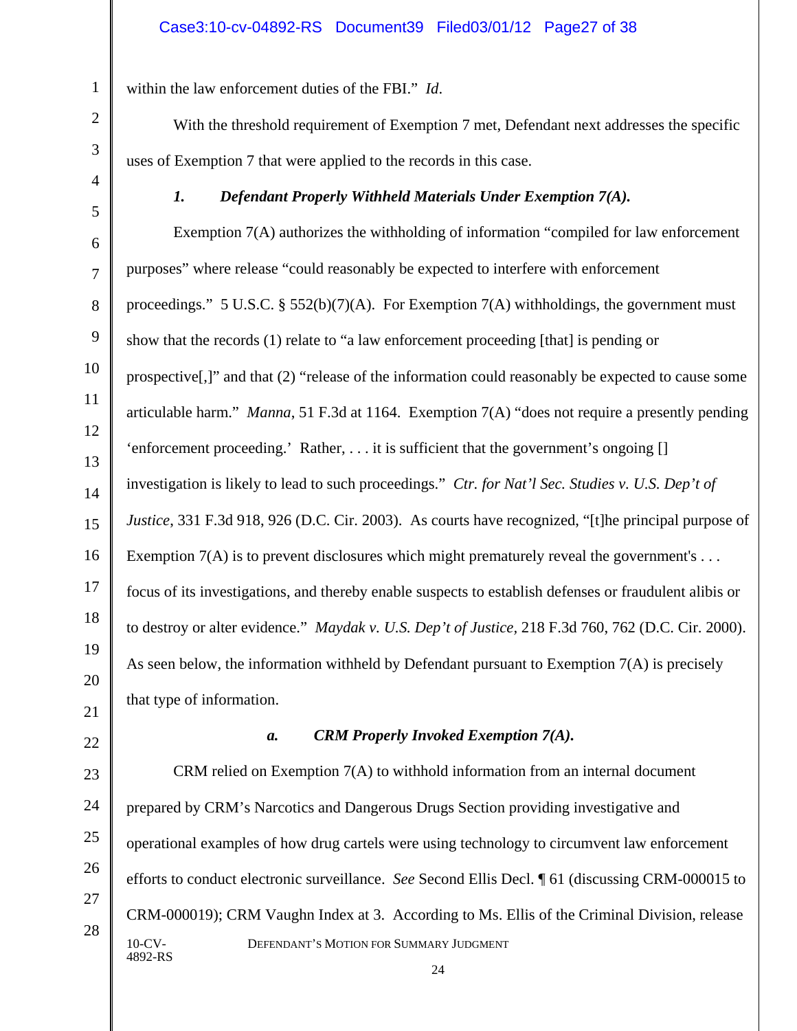within the law enforcement duties of the FBI." *Id*.

With the threshold requirement of Exemption 7 met, Defendant next addresses the specific uses of Exemption 7 that were applied to the records in this case.

### *1. Defendant Properly Withheld Materials Under Exemption 7(A).*

Exemption 7(A) authorizes the withholding of information "compiled for law enforcement purposes" where release "could reasonably be expected to interfere with enforcement proceedings." 5 U.S.C. § 552(b)(7)(A). For Exemption 7(A) withholdings, the government must show that the records (1) relate to "a law enforcement proceeding [that] is pending or prospective[,]" and that (2) "release of the information could reasonably be expected to cause some articulable harm." *Manna*, 51 F.3d at 1164. Exemption 7(A) "does not require a presently pending 'enforcement proceeding.' Rather, . . . it is sufficient that the government's ongoing [] investigation is likely to lead to such proceedings." *Ctr. for Nat'l Sec. Studies v. U.S. Dep't of Justice*, 331 F.3d 918, 926 (D.C. Cir. 2003). As courts have recognized, "[t]he principal purpose of Exemption 7(A) is to prevent disclosures which might prematurely reveal the government's . . . focus of its investigations, and thereby enable suspects to establish defenses or fraudulent alibis or to destroy or alter evidence." *Maydak v. U.S. Dep't of Justice*, 218 F.3d 760, 762 (D.C. Cir. 2000). As seen below, the information withheld by Defendant pursuant to Exemption 7(A) is precisely that type of information.

#### *a. CRM Properly Invoked Exemption 7(A).*

CRM relied on Exemption 7(A) to withhold information from an internal document prepared by CRM's Narcotics and Dangerous Drugs Section providing investigative and operational examples of how drug cartels were using technology to circumvent law enforcement efforts to conduct electronic surveillance. *See* Second Ellis Decl. ¶ 61 (discussing CRM-000015 to CRM-000019); CRM Vaughn Index at 3. According to Ms. Ellis of the Criminal Division, release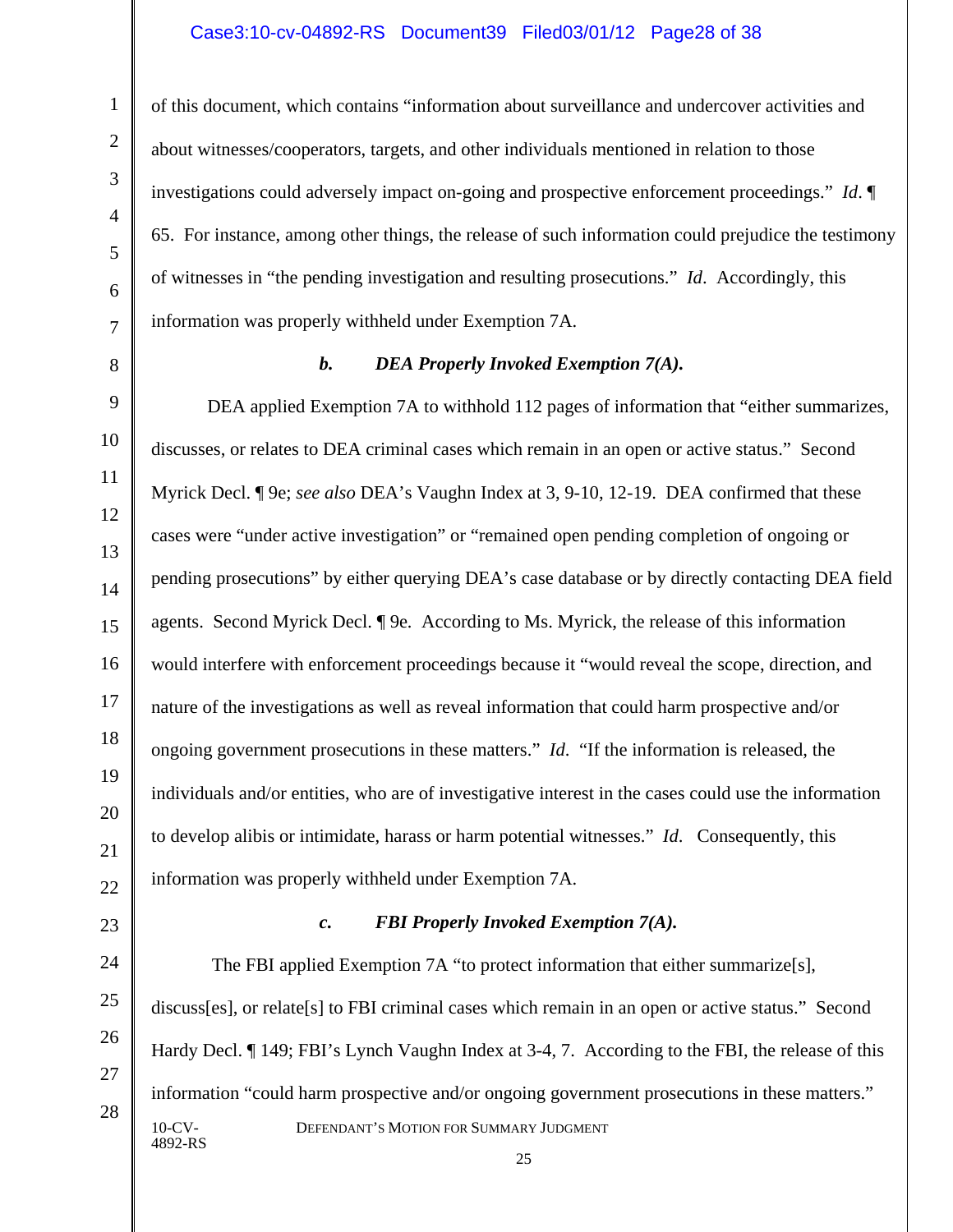of this document, which contains "information about surveillance and undercover activities and about witnesses/cooperators, targets, and other individuals mentioned in relation to those investigations could adversely impact on-going and prospective enforcement proceedings." *Id*. ¶ 65. For instance, among other things, the release of such information could prejudice the testimony of witnesses in "the pending investigation and resulting prosecutions." *Id*. Accordingly, this information was properly withheld under Exemption 7A.

### *b. DEA Properly Invoked Exemption 7(A).*

DEA applied Exemption 7A to withhold 112 pages of information that "either summarizes, discusses, or relates to DEA criminal cases which remain in an open or active status." Second Myrick Decl. ¶ 9e; *see also* DEA's Vaughn Index at 3, 9-10, 12-19. DEA confirmed that these cases were "under active investigation" or "remained open pending completion of ongoing or pending prosecutions" by either querying DEA's case database or by directly contacting DEA field agents. Second Myrick Decl. ¶ 9e. According to Ms. Myrick, the release of this information would interfere with enforcement proceedings because it "would reveal the scope, direction, and nature of the investigations as well as reveal information that could harm prospective and/or ongoing government prosecutions in these matters." *Id*. "If the information is released, the individuals and/or entities, who are of investigative interest in the cases could use the information to develop alibis or intimidate, harass or harm potential witnesses." *Id*. Consequently, this information was properly withheld under Exemption 7A.

### *c. FBI Properly Invoked Exemption 7(A).*

The FBI applied Exemption 7A "to protect information that either summarize[s], discuss[es], or relate[s] to FBI criminal cases which remain in an open or active status." Second Hardy Decl. ¶ 149; FBI's Lynch Vaughn Index at 3-4, 7. According to the FBI, the release of this information "could harm prospective and/or ongoing government prosecutions in these matters."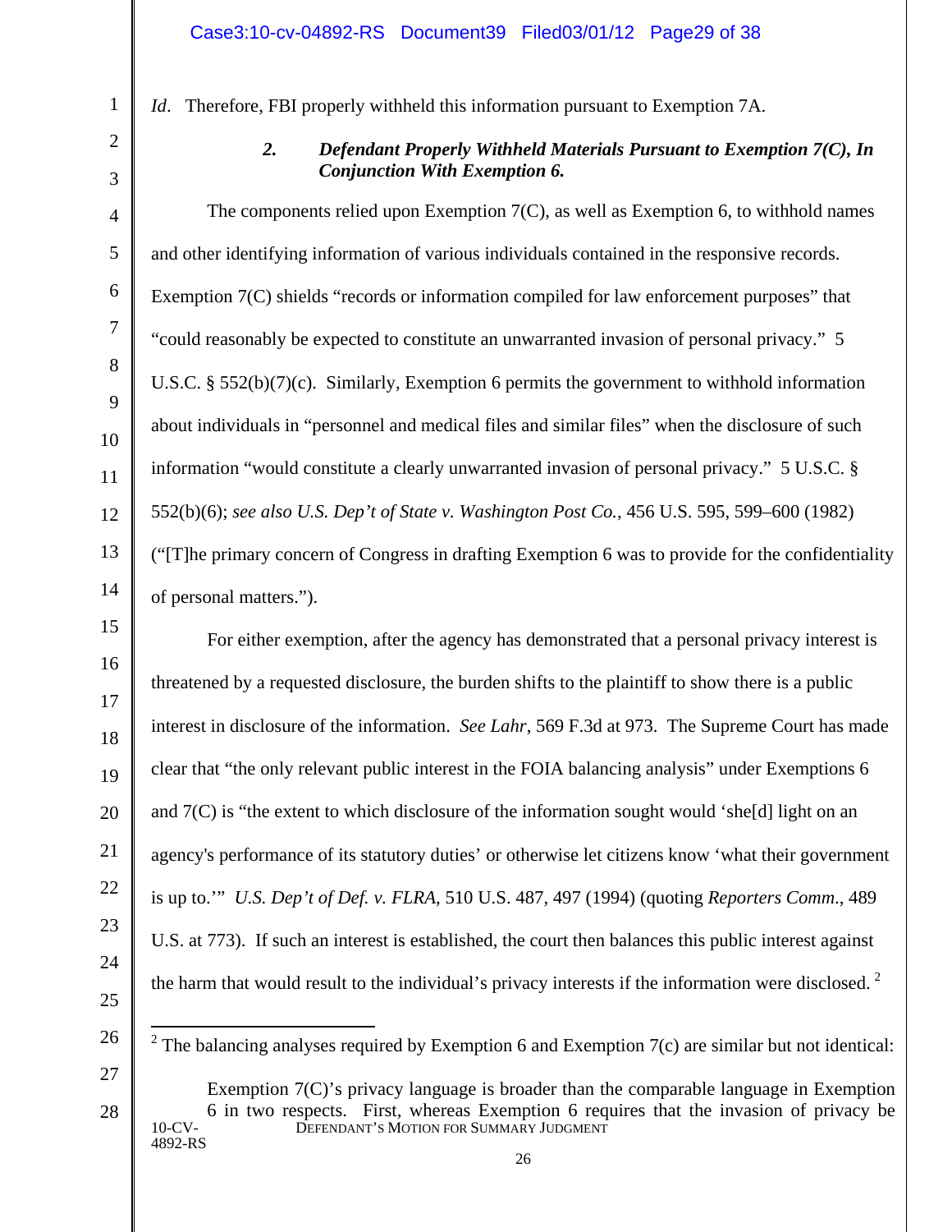*Id*. Therefore, FBI properly withheld this information pursuant to Exemption 7A.

### 2. *Defendant Properly Withheld Materials Pursuant to Exemption 7(C), In Conjunction With Exemption 6.*

The components relied upon Exemption 7(C), as well as Exemption 6, to withhold names and other identifying information of various individuals contained in the responsive records. Exemption 7(C) shields "records or information compiled for law enforcement purposes" that "could reasonably be expected to constitute an unwarranted invasion of personal privacy." 5 U.S.C. § 552(b)(7)(c). Similarly, Exemption 6 permits the government to withhold information about individuals in "personnel and medical files and similar files" when the disclosure of such information "would constitute a clearly unwarranted invasion of personal privacy." 5 U.S.C. § 552(b)(6); *see also U.S. Dep't of State v. Washington Post Co.*, 456 U.S. 595, 599–600 (1982) ("[T]he primary concern of Congress in drafting Exemption 6 was to provide for the confidentiality of personal matters.").

For either exemption, after the agency has demonstrated that a personal privacy interest is threatened by a requested disclosure, the burden shifts to the plaintiff to show there is a public interest in disclosure of the information. *See Lahr*, 569 F.3d at 973. The Supreme Court has made clear that "the only relevant public interest in the FOIA balancing analysis" under Exemptions 6 and 7(C) is "the extent to which disclosure of the information sought would 'she[d] light on an agency's performance of its statutory duties' or otherwise let citizens know 'what their government is up to.'" *U.S. Dep't of Def. v. FLRA*, 510 U.S. 487, 497 (1994) (quoting *Reporters Comm*., 489 U.S. at 773). If such an interest is established, the court then balances this public interest against the harm that would result to the individual's privacy interests if the information were disclosed.[2]

[2] The balancing analyses required by Exemption 6 and Exemption 7(c) are similar but not identical:

> Exemption 7(C)'s privacy language is broader than the comparable language in Exemption 6 in two respects. First, whereas Exemption 6 requires that the invasion of privacy be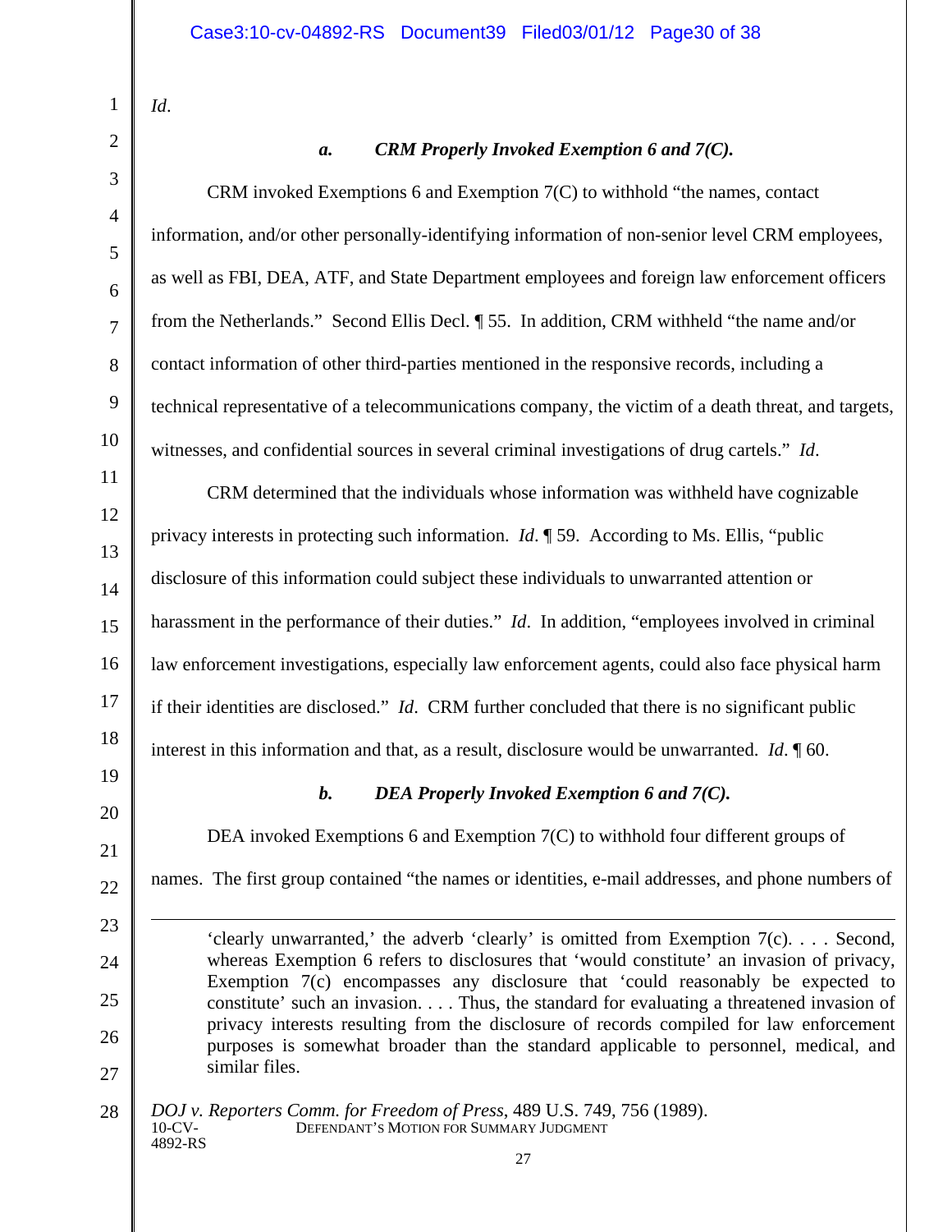*Id*.

### *a. CRM Properly Invoked Exemption 6 and 7(C).*

CRM invoked Exemptions 6 and Exemption 7(C) to withhold "the names, contact information, and/or other personally-identifying information of non-senior level CRM employees, as well as FBI, DEA, ATF, and State Department employees and foreign law enforcement officers from the Netherlands." Second Ellis Decl. ¶ 55. In addition, CRM withheld "the name and/or contact information of other third-parties mentioned in the responsive records, including a technical representative of a telecommunications company, the victim of a death threat, and targets, witnesses, and confidential sources in several criminal investigations of drug cartels." *Id*.

CRM determined that the individuals whose information was withheld have cognizable privacy interests in protecting such information. *Id*. ¶ 59. According to Ms. Ellis, "public disclosure of this information could subject these individuals to unwarranted attention or harassment in the performance of their duties." *Id*. In addition, "employees involved in criminal law enforcement investigations, especially law enforcement agents, could also face physical harm if their identities are disclosed." *Id*. CRM further concluded that there is no significant public interest in this information and that, as a result, disclosure would be unwarranted. *Id*. ¶ 60.

### *b. DEA Properly Invoked Exemption 6 and 7(C).*

DEA invoked Exemptions 6 and Exemption 7(C) to withhold four different groups of names. The first group contained "the names or identities, e-mail addresses, and phone numbers of

---

> 'clearly unwarranted,' the adverb 'clearly' is omitted from Exemption 7(c). . . . Second, whereas Exemption 6 refers to disclosures that 'would constitute' an invasion of privacy, Exemption 7(c) encompasses any disclosure that 'could reasonably be expected to constitute' such an invasion. . . . Thus, the standard for evaluating a threatened invasion of privacy interests resulting from the disclosure of records compiled for law enforcement purposes is somewhat broader than the standard applicable to personnel, medical, and similar files.

*DOJ v. Reporters Comm. for Freedom of Press*, 489 U.S. 749, 756 (1989).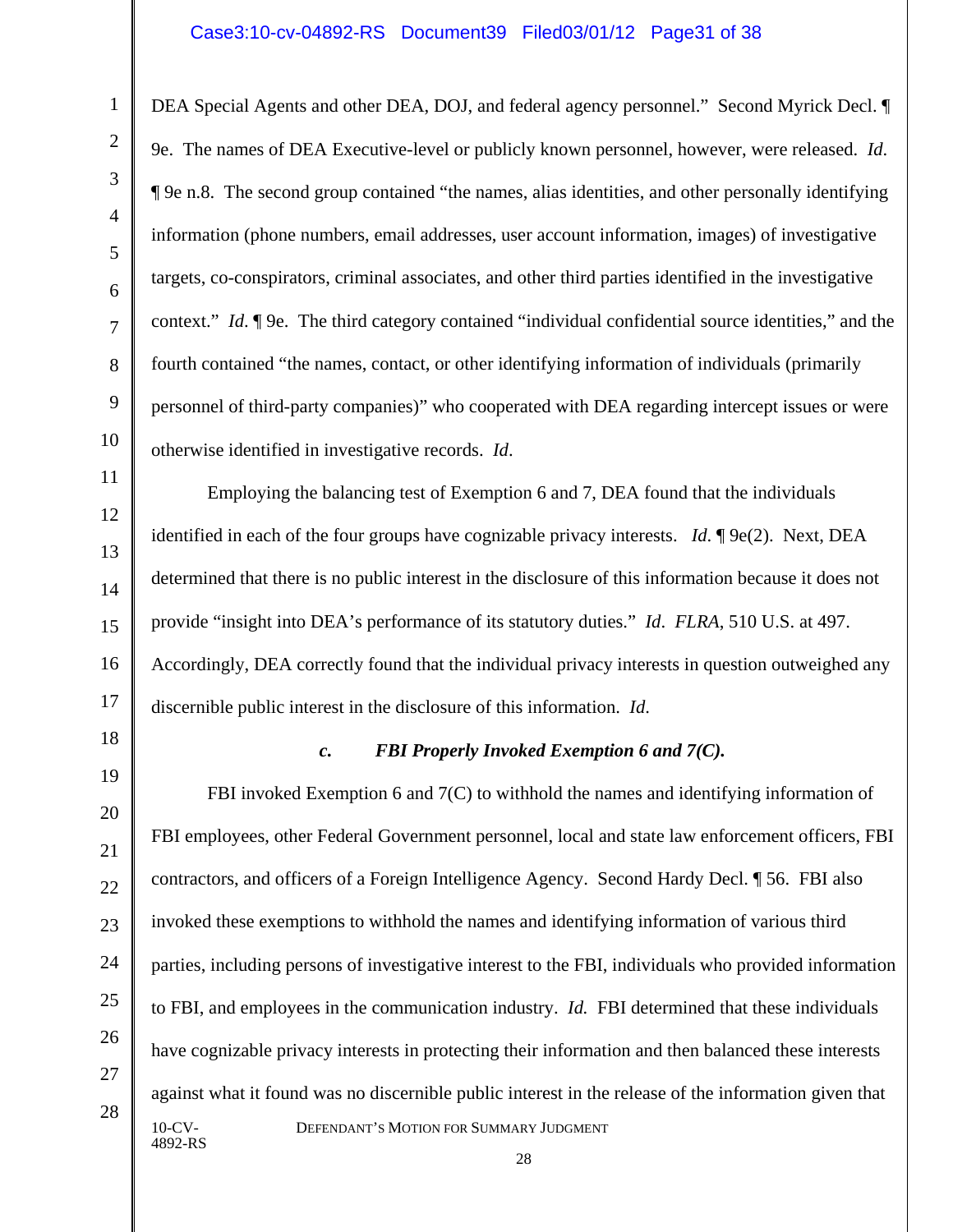DEA Special Agents and other DEA, DOJ, and federal agency personnel." Second Myrick Decl. ¶ 9e. The names of DEA Executive-level or publicly known personnel, however, were released. *Id.* ¶ 9e n.8. The second group contained "the names, alias identities, and other personally identifying information (phone numbers, email addresses, user account information, images) of investigative targets, co-conspirators, criminal associates, and other third parties identified in the investigative context." *Id.* ¶ 9e. The third category contained "individual confidential source identities," and the fourth contained "the names, contact, or other identifying information of individuals (primarily personnel of third-party companies)" who cooperated with DEA regarding intercept issues or were otherwise identified in investigative records. *Id*.

Employing the balancing test of Exemption 6 and 7, DEA found that the individuals identified in each of the four groups have cognizable privacy interests. *Id*. ¶ 9e(2). Next, DEA determined that there is no public interest in the disclosure of this information because it does not provide "insight into DEA's performance of its statutory duties." *Id*. *FLRA*, 510 U.S. at 497. Accordingly, DEA correctly found that the individual privacy interests in question outweighed any discernible public interest in the disclosure of this information. *Id.*

### *c. FBI Properly Invoked Exemption 6 and 7(C).*

FBI invoked Exemption 6 and 7(C) to withhold the names and identifying information of FBI employees, other Federal Government personnel, local and state law enforcement officers, FBI contractors, and officers of a Foreign Intelligence Agency. Second Hardy Decl. ¶ 56. FBI also invoked these exemptions to withhold the names and identifying information of various third parties, including persons of investigative interest to the FBI, individuals who provided information to FBI, and employees in the communication industry. *Id.* FBI determined that these individuals have cognizable privacy interests in protecting their information and then balanced these interests against what it found was no discernible public interest in the release of the information given that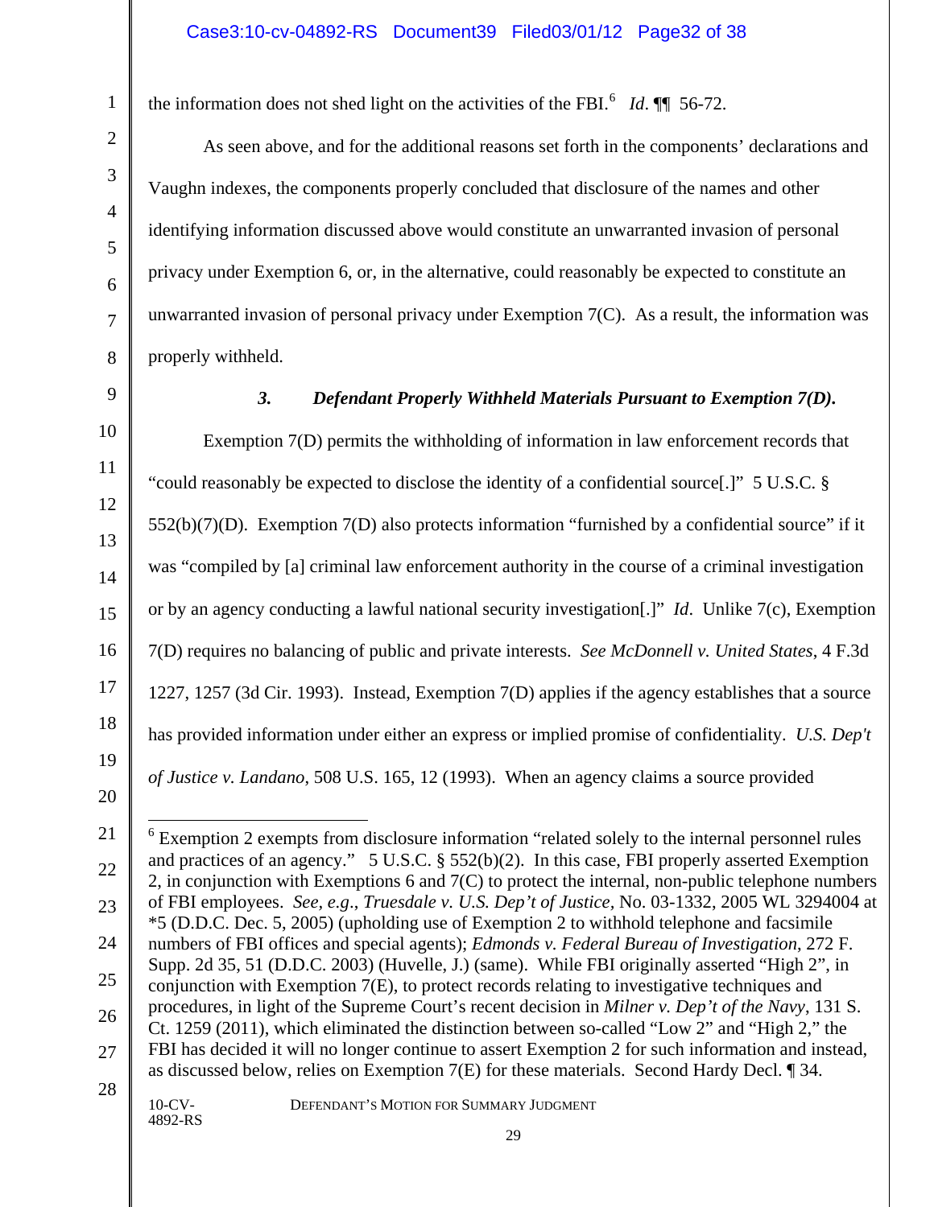the information does not shed light on the activities of the FBI.[6] *Id*. ¶¶ 56-72.

As seen above, and for the additional reasons set forth in the components' declarations and Vaughn indexes, the components properly concluded that disclosure of the names and other identifying information discussed above would constitute an unwarranted invasion of personal privacy under Exemption 6, or, in the alternative, could reasonably be expected to constitute an unwarranted invasion of personal privacy under Exemption 7(C). As a result, the information was properly withheld.

### *3. Defendant Properly Withheld Materials Pursuant to Exemption 7(D).*

Exemption 7(D) permits the withholding of information in law enforcement records that "could reasonably be expected to disclose the identity of a confidential source[.]" 5 U.S.C. § 552(b)(7)(D). Exemption 7(D) also protects information "furnished by a confidential source" if it was "compiled by [a] criminal law enforcement authority in the course of a criminal investigation or by an agency conducting a lawful national security investigation[.]" *Id*. Unlike 7(c), Exemption 7(D) requires no balancing of public and private interests. *See McDonnell v. United States*, 4 F.3d 1227, 1257 (3d Cir. 1993). Instead, Exemption 7(D) applies if the agency establishes that a source has provided information under either an express or implied promise of confidentiality. *U.S. Dep't of Justice v. Landano*, 508 U.S. 165, 12 (1993). When an agency claims a source provided

---

[6] Exemption 2 exempts from disclosure information "related solely to the internal personnel rules and practices of an agency." 5 U.S.C. § 552(b)(2). In this case, FBI properly asserted Exemption 2, in conjunction with Exemptions 6 and 7(C) to protect the internal, non-public telephone numbers of FBI employees. *See, e.g*., *Truesdale v. U.S. Dep't of Justice*, No. 03-1332, 2005 WL 3294004 at *5 (D.D.C. Dec. 5, 2005) (upholding use of Exemption 2 to withhold telephone and facsimile numbers of FBI offices and special agents); *Edmonds v. Federal Bureau of Investigation*, 272 F. Supp. 2d 35, 51 (D.D.C. 2003) (Huvelle, J.) (same). While FBI originally asserted "High 2", in conjunction with Exemption 7(E), to protect records relating to investigative techniques and procedures, in light of the Supreme Court's recent decision in *Milner v. Dep't of the Navy*, 131 S. Ct. 1259 (2011), which eliminated the distinction between so-called "Low 2" and "High 2," the FBI has decided it will no longer continue to assert Exemption 2 for such information and instead, as discussed below, relies on Exemption 7(E) for these materials. Second Hardy Decl. ¶ 34.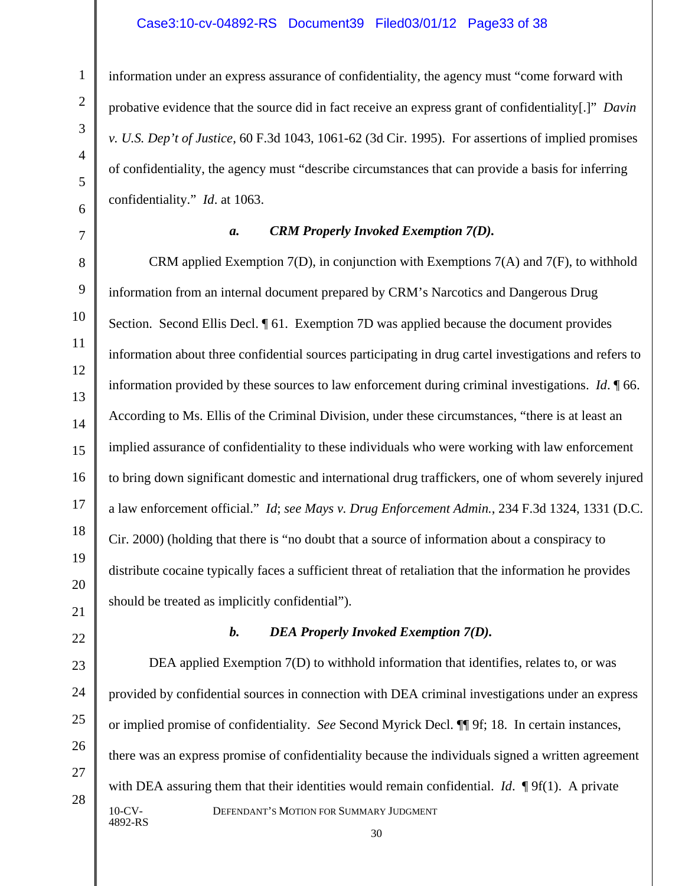information under an express assurance of confidentiality, the agency must "come forward with probative evidence that the source did in fact receive an express grant of confidentiality[.]" *Davin v. U.S. Dep't of Justice*, 60 F.3d 1043, 1061-62 (3d Cir. 1995). For assertions of implied promises of confidentiality, the agency must "describe circumstances that can provide a basis for inferring confidentiality." *Id*. at 1063.

***a. CRM Properly Invoked Exemption 7(D).***

CRM applied Exemption 7(D), in conjunction with Exemptions 7(A) and 7(F), to withhold information from an internal document prepared by CRM's Narcotics and Dangerous Drug Section. Second Ellis Decl. ¶ 61. Exemption 7D was applied because the document provides information about three confidential sources participating in drug cartel investigations and refers to information provided by these sources to law enforcement during criminal investigations. *Id*. ¶ 66. According to Ms. Ellis of the Criminal Division, under these circumstances, "there is at least an implied assurance of confidentiality to these individuals who were working with law enforcement to bring down significant domestic and international drug traffickers, one of whom severely injured a law enforcement official." *Id*; *see Mays v. Drug Enforcement Admin.*, 234 F.3d 1324, 1331 (D.C. Cir. 2000) (holding that there is "no doubt that a source of information about a conspiracy to distribute cocaine typically faces a sufficient threat of retaliation that the information he provides should be treated as implicitly confidential").

***b. DEA Properly Invoked Exemption 7(D).***

DEA applied Exemption 7(D) to withhold information that identifies, relates to, or was provided by confidential sources in connection with DEA criminal investigations under an express or implied promise of confidentiality. *See* Second Myrick Decl. ¶¶ 9f; 18. In certain instances, there was an express promise of confidentiality because the individuals signed a written agreement with DEA assuring them that their identities would remain confidential. *Id*. ¶ 9f(1). A private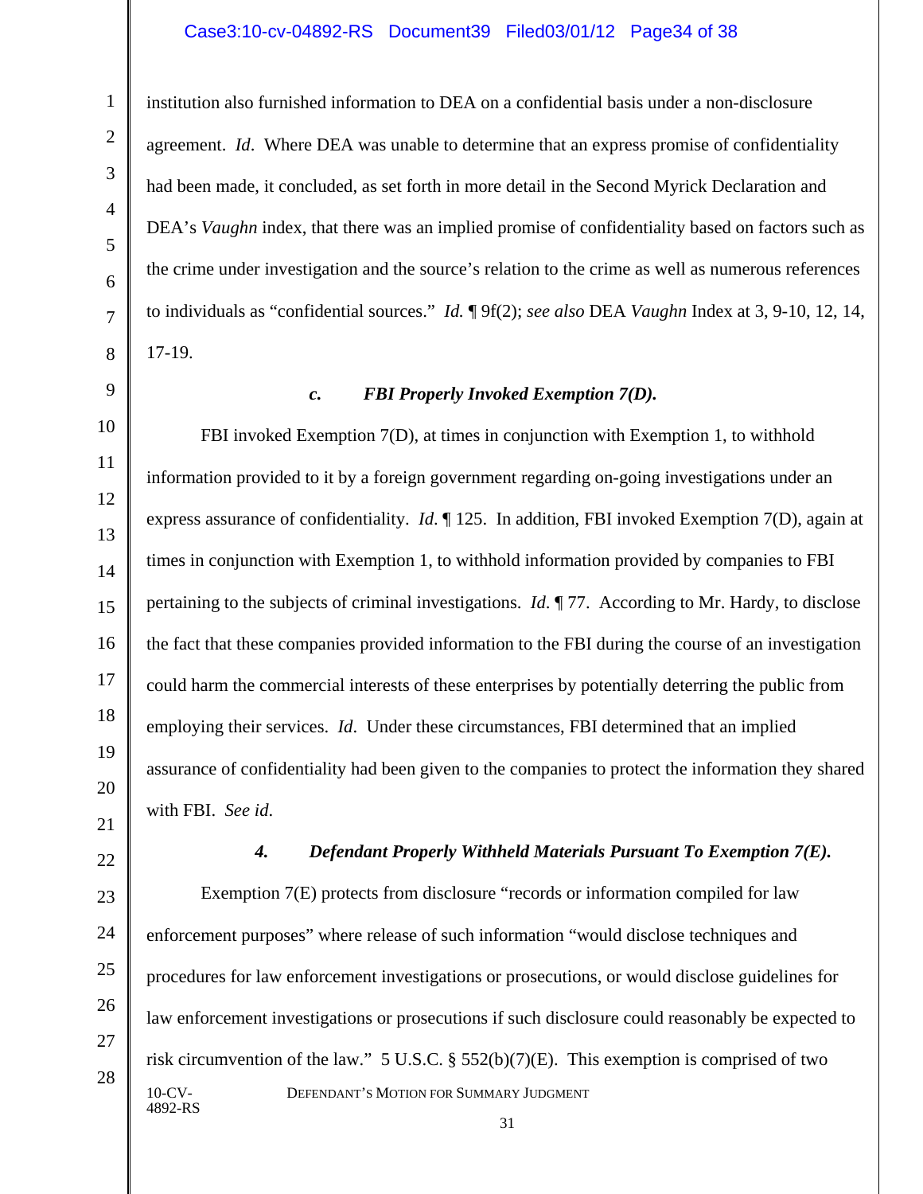institution also furnished information to DEA on a confidential basis under a non-disclosure agreement. *Id*. Where DEA was unable to determine that an express promise of confidentiality had been made, it concluded, as set forth in more detail in the Second Myrick Declaration and DEA's *Vaughn* index, that there was an implied promise of confidentiality based on factors such as the crime under investigation and the source's relation to the crime as well as numerous references to individuals as "confidential sources." *Id.* ¶ 9f(2); *see also* DEA *Vaughn* Index at 3, 9-10, 12, 14, 17-19.

#### *c. FBI Properly Invoked Exemption 7(D).*

FBI invoked Exemption 7(D), at times in conjunction with Exemption 1, to withhold information provided to it by a foreign government regarding on-going investigations under an express assurance of confidentiality. *Id*. ¶ 125. In addition, FBI invoked Exemption 7(D), again at times in conjunction with Exemption 1, to withhold information provided by companies to FBI pertaining to the subjects of criminal investigations. *Id*. ¶ 77. According to Mr. Hardy, to disclose the fact that these companies provided information to the FBI during the course of an investigation could harm the commercial interests of these enterprises by potentially deterring the public from employing their services. *Id*. Under these circumstances, FBI determined that an implied assurance of confidentiality had been given to the companies to protect the information they shared with FBI. *See id*.

### *4. Defendant Properly Withheld Materials Pursuant To Exemption 7(E).*

Exemption 7(E) protects from disclosure "records or information compiled for law enforcement purposes" where release of such information "would disclose techniques and procedures for law enforcement investigations or prosecutions, or would disclose guidelines for law enforcement investigations or prosecutions if such disclosure could reasonably be expected to risk circumvention of the law." 5 U.S.C. § 552(b)(7)(E). This exemption is comprised of two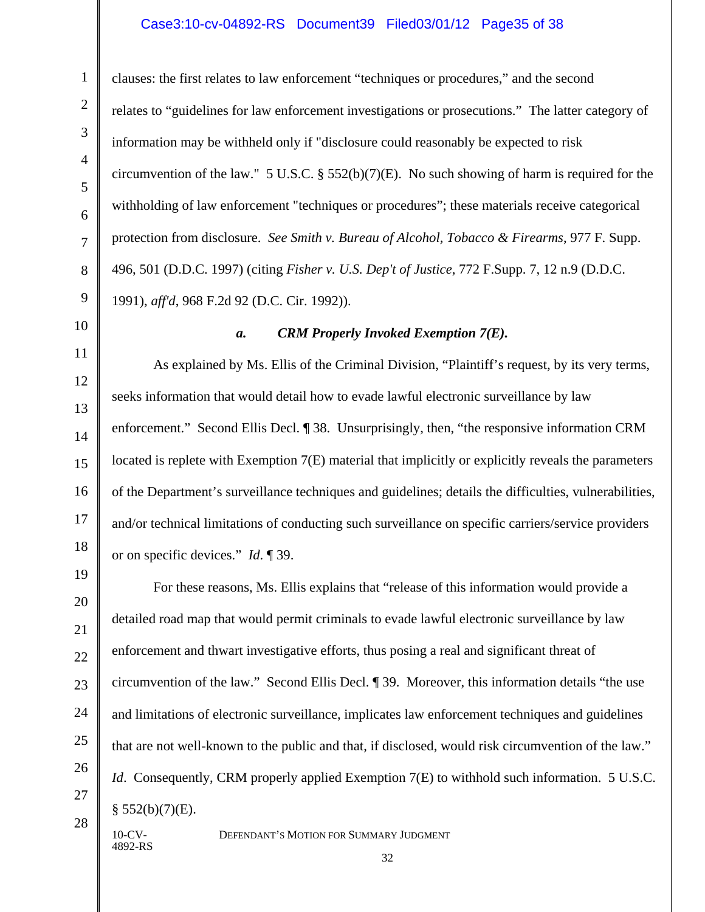clauses: the first relates to law enforcement "techniques or procedures," and the second relates to "guidelines for law enforcement investigations or prosecutions." The latter category of information may be withheld only if "disclosure could reasonably be expected to risk circumvention of the law." 5 U.S.C. § 552(b)(7)(E). No such showing of harm is required for the withholding of law enforcement "techniques or procedures"; these materials receive categorical protection from disclosure. *See Smith v. Bureau of Alcohol, Tobacco & Firearms*, 977 F. Supp. 496, 501 (D.D.C. 1997) (citing *Fisher v. U.S. Dep't of Justice*, 772 F.Supp. 7, 12 n.9 (D.D.C. 1991), *aff'd*, 968 F.2d 92 (D.C. Cir. 1992)).

***a. CRM Properly Invoked Exemption 7(E).***

As explained by Ms. Ellis of the Criminal Division, "Plaintiff's request, by its very terms, seeks information that would detail how to evade lawful electronic surveillance by law enforcement." Second Ellis Decl. ¶ 38. Unsurprisingly, then, "the responsive information CRM located is replete with Exemption 7(E) material that implicitly or explicitly reveals the parameters of the Department's surveillance techniques and guidelines; details the difficulties, vulnerabilities, and/or technical limitations of conducting such surveillance on specific carriers/service providers or on specific devices." *Id*. ¶ 39.

For these reasons, Ms. Ellis explains that "release of this information would provide a detailed road map that would permit criminals to evade lawful electronic surveillance by law enforcement and thwart investigative efforts, thus posing a real and significant threat of circumvention of the law." Second Ellis Decl. ¶ 39. Moreover, this information details "the use and limitations of electronic surveillance, implicates law enforcement techniques and guidelines that are not well-known to the public and that, if disclosed, would risk circumvention of the law." *Id*. Consequently, CRM properly applied Exemption 7(E) to withhold such information. 5 U.S.C. § 552(b)(7)(E).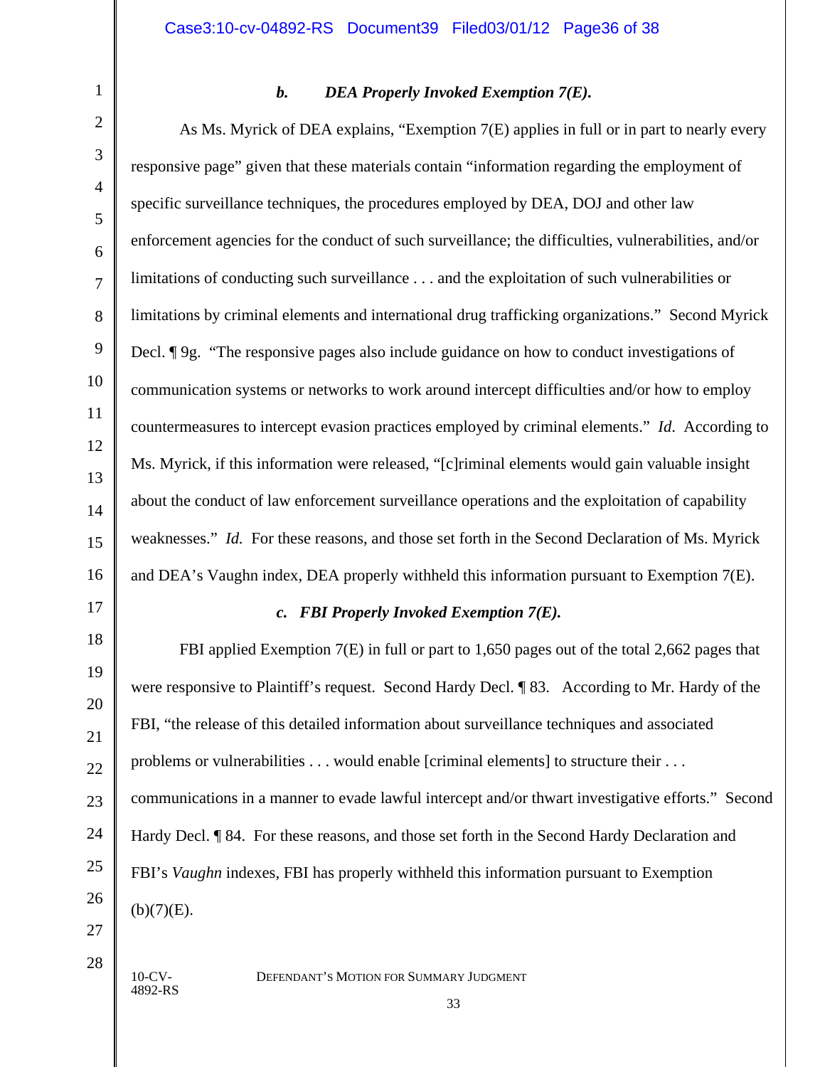### *b. DEA Properly Invoked Exemption 7(E).*

As Ms. Myrick of DEA explains, "Exemption 7(E) applies in full or in part to nearly every responsive page" given that these materials contain "information regarding the employment of specific surveillance techniques, the procedures employed by DEA, DOJ and other law enforcement agencies for the conduct of such surveillance; the difficulties, vulnerabilities, and/or limitations of conducting such surveillance . . . and the exploitation of such vulnerabilities or limitations by criminal elements and international drug trafficking organizations." Second Myrick Decl. ¶ 9g. "The responsive pages also include guidance on how to conduct investigations of communication systems or networks to work around intercept difficulties and/or how to employ countermeasures to intercept evasion practices employed by criminal elements." *Id*. According to Ms. Myrick, if this information were released, "[c]riminal elements would gain valuable insight about the conduct of law enforcement surveillance operations and the exploitation of capability weaknesses." *Id.* For these reasons, and those set forth in the Second Declaration of Ms. Myrick and DEA's Vaughn index, DEA properly withheld this information pursuant to Exemption 7(E).

### *c. FBI Properly Invoked Exemption 7(E).*

FBI applied Exemption 7(E) in full or part to 1,650 pages out of the total 2,662 pages that were responsive to Plaintiff's request. Second Hardy Decl. ¶ 83. According to Mr. Hardy of the FBI, "the release of this detailed information about surveillance techniques and associated problems or vulnerabilities . . . would enable [criminal elements] to structure their . . . communications in a manner to evade lawful intercept and/or thwart investigative efforts." Second Hardy Decl. ¶ 84. For these reasons, and those set forth in the Second Hardy Declaration and FBI's *Vaughn* indexes, FBI has properly withheld this information pursuant to Exemption (b)(7)(E).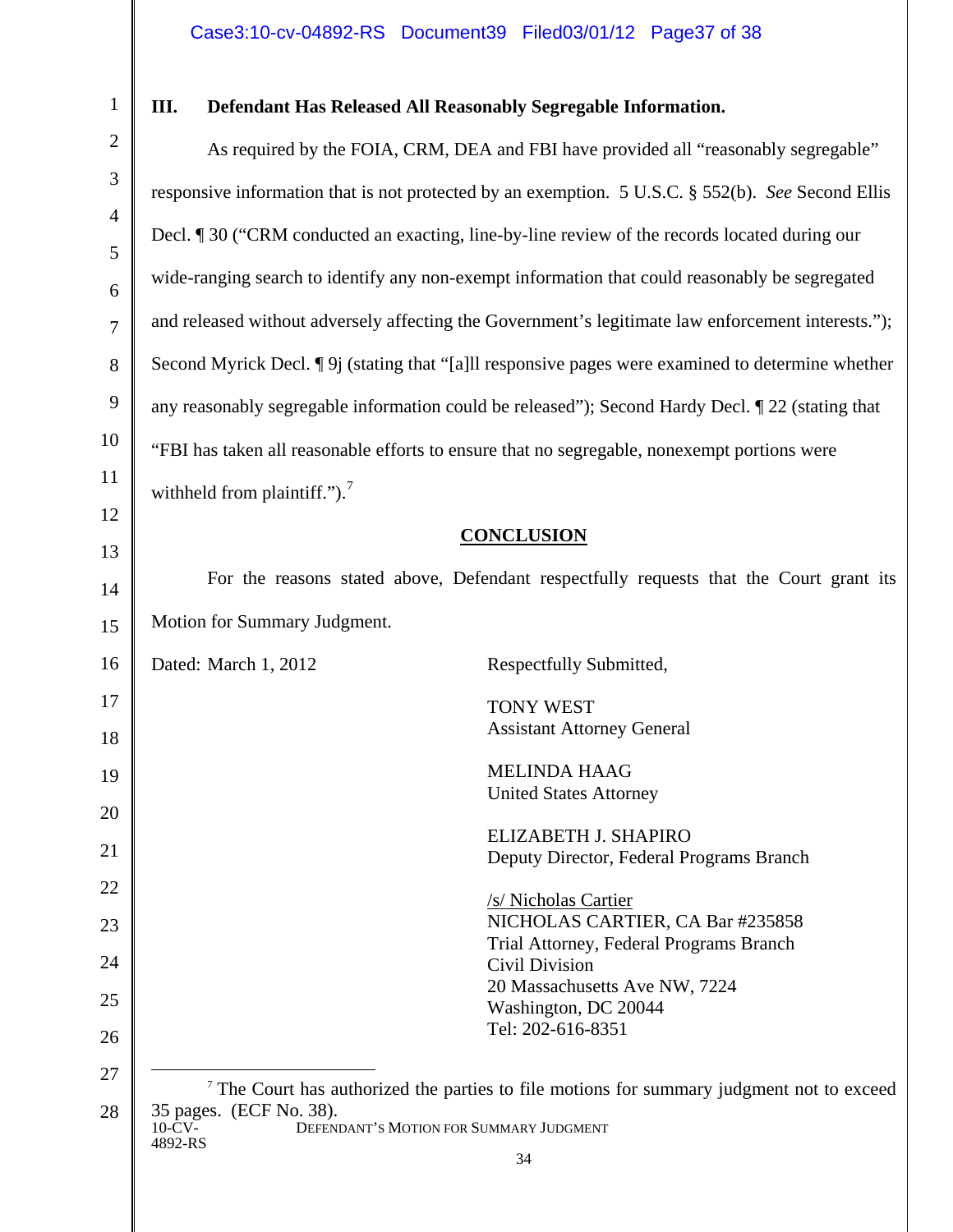## III. Defendant Has Released All Reasonably Segregable Information.

As required by the FOIA, CRM, DEA and FBI have provided all "reasonably segregable" responsive information that is not protected by an exemption. 5 U.S.C. § 552(b). *See* Second Ellis Decl. ¶ 30 ("CRM conducted an exacting, line-by-line review of the records located during our wide-ranging search to identify any non-exempt information that could reasonably be segregated and released without adversely affecting the Government's legitimate law enforcement interests."); Second Myrick Decl. ¶ 9j (stating that "[a]ll responsive pages were examined to determine whether any reasonably segregable information could be released"); Second Hardy Decl. ¶ 22 (stating that "FBI has taken all reasonable efforts to ensure that no segregable, nonexempt portions were withheld from plaintiff.").[7]

## CONCLUSION

For the reasons stated above, Defendant respectfully requests that the Court grant its Motion for Summary Judgment.

Dated: March 1, 2012

Respectfully Submitted,

TONY WEST
Assistant Attorney General

MELINDA HAAG
United States Attorney

ELIZABETH J. SHAPIRO
Deputy Director, Federal Programs Branch

/s/ Nicholas Cartier
NICHOLAS CARTIER, CA Bar #235858
Trial Attorney, Federal Programs Branch
Civil Division
20 Massachusetts Ave NW, 7224
Washington, DC 20044
Tel: 202-616-8351

---

[7] The Court has authorized the parties to file motions for summary judgment not to exceed 35 pages. (ECF No. 38).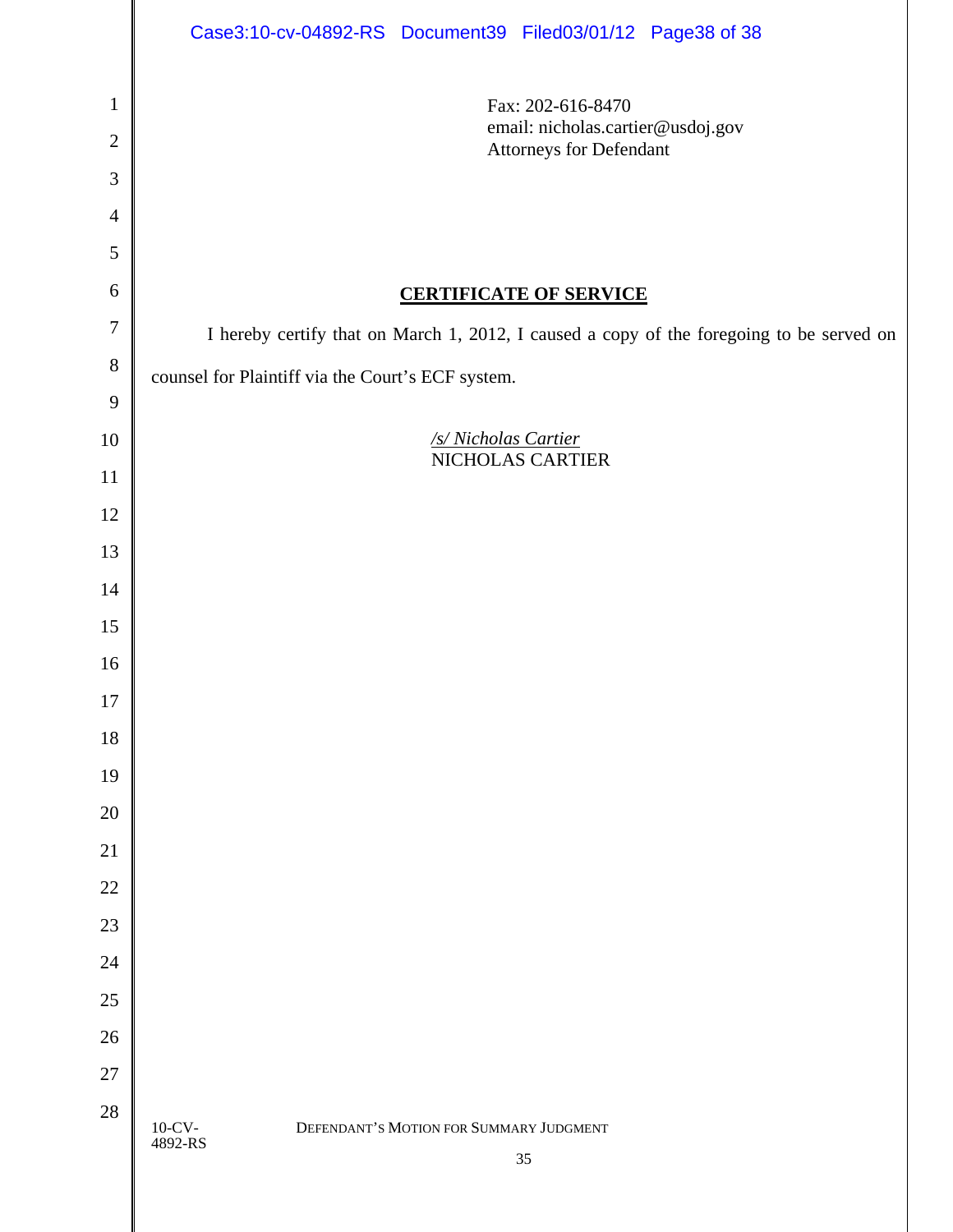Fax: 202-616-8470
email: nicholas.cartier@usdoj.gov
Attorneys for Defendant

**CERTIFICATE OF SERVICE**

I hereby certify that on March 1, 2012, I caused a copy of the foregoing to be served on counsel for Plaintiff via the Court's ECF system.

*/s/ Nicholas Cartier*
NICHOLAS CARTIER